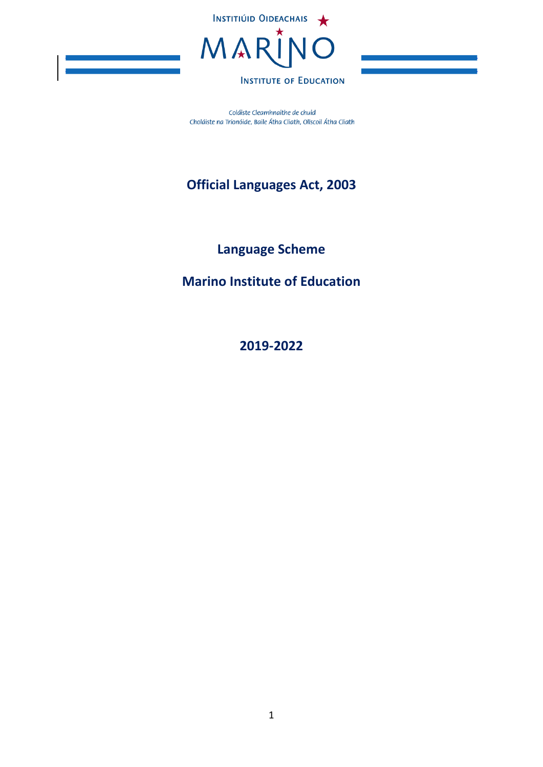INSTITIÚID OIDEACHAIS

MARINO

INSTITUTE OF EDUCATION

Coláiste Cleamhnaithe de chuid
Choláiste na Tríonóide, Baile Átha Cliath, Ollscoil Átha Cliath

# Official Languages Act, 2003

## Language Scheme

## Marino Institute of Education

## 2019-2022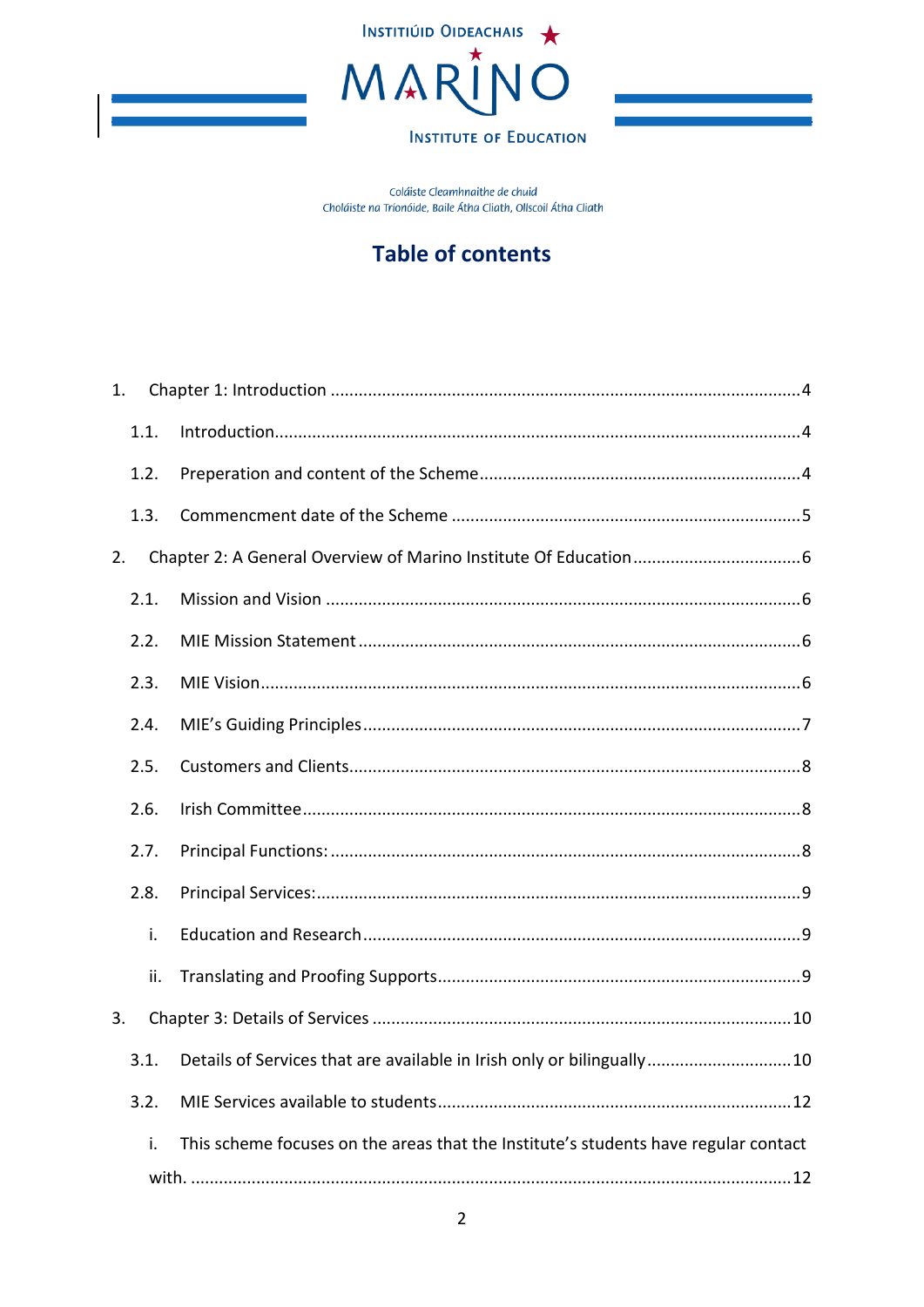Instititúid Oideachais

MARINO

Institute of Education

Coláiste Cleamhnaithe de chuid
Choláiste na Tríonóide, Baile Átha Cliath, Ollscoil Átha Cliath

# Table of contents

1. Chapter 1: Introduction ..... 4
   - 1.1. Introduction ..... 4
   - 1.2. Preperation and content of the Scheme ..... 4
   - 1.3. Commencment date of the Scheme ..... 5
2. Chapter 2: A General Overview of Marino Institute Of Education ..... 6
   - 2.1. Mission and Vision ..... 6
   - 2.2. MIE Mission Statement ..... 6
   - 2.3. MIE Vision ..... 6
   - 2.4. MIE's Guiding Principles ..... 7
   - 2.5. Customers and Clients ..... 8
   - 2.6. Irish Committee ..... 8
   - 2.7. Principal Functions: ..... 8
   - 2.8. Principal Services: ..... 9
     - i. Education and Research ..... 9
     - ii. Translating and Proofing Supports ..... 9
3. Chapter 3: Details of Services ..... 10
   - 3.1. Details of Services that are available in Irish only or bilingually ..... 10
   - 3.2. MIE Services available to students ..... 12
     - i. This scheme focuses on the areas that the Institute's students have regular contact with. ..... 12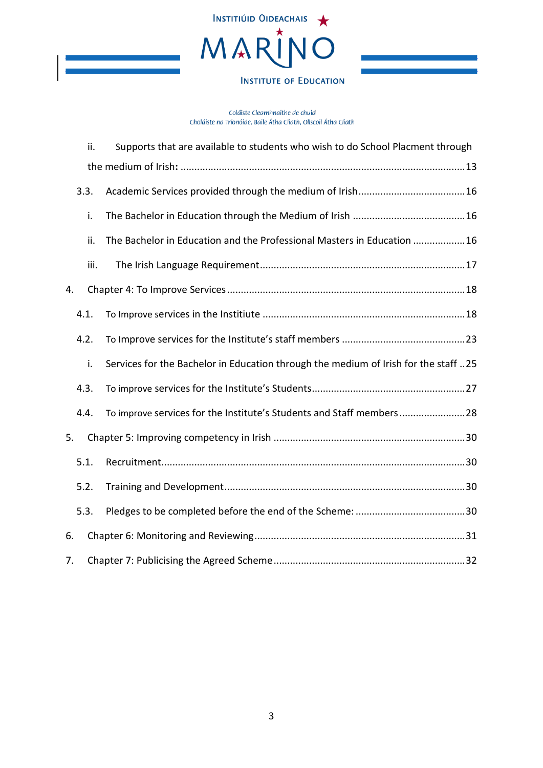ii. Supports that are available to students who wish to do School Placment through the medium of Irish: ........................................................................................................13

3.3. Academic Services provided through the medium of Irish........................................16

i. The Bachelor in Education through the Medium of Irish .........................................16

ii. The Bachelor in Education and the Professional Masters in Education ...................16

iii. The Irish Language Requirement..........................................................................17

4. Chapter 4: To Improve Services......................................................................................18

4.1. To Improve services in the Instititue .........................................................................18

4.2. To Improve services for the Institute's staff members .............................................23

i. Services for the Bachelor in Education through the medium of Irish for the staff ..25

4.3. To improve services for the Institute's Students.......................................................27

4.4. To improve services for the Institute's Students and Staff members ........................28

5. Chapter 5: Improving competency in Irish .....................................................................30

5.1. Recruitment.............................................................................................................30

5.2. Training and Development.......................................................................................30

5.3. Pledges to be completed before the end of the Scheme: ........................................30

6. Chapter 6: Monitoring and Reviewing............................................................................31

7. Chapter 7: Publicising the Agreed Scheme.....................................................................32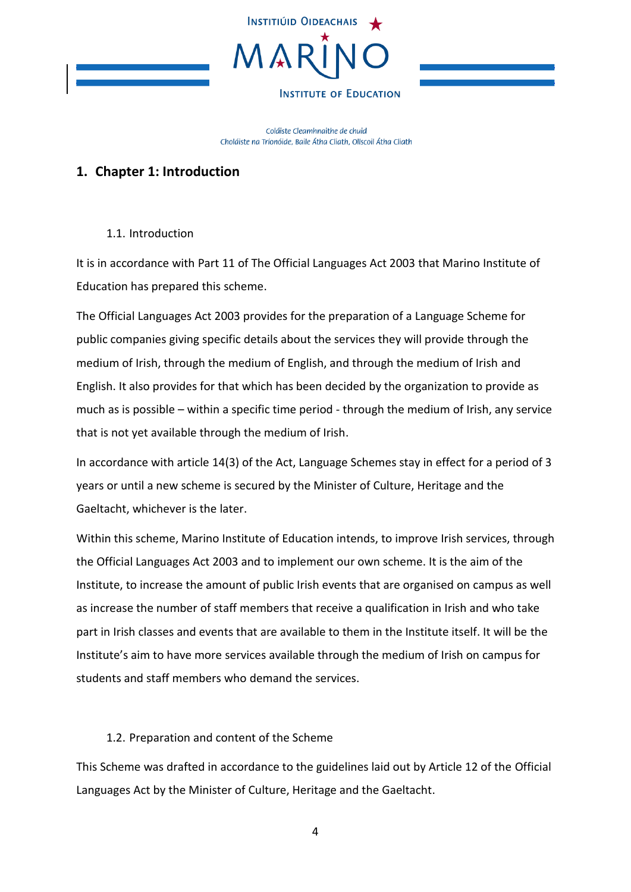# 1. Chapter 1: Introduction

## 1.1. Introduction

It is in accordance with Part 11 of The Official Languages Act 2003 that Marino Institute of Education has prepared this scheme.

The Official Languages Act 2003 provides for the preparation of a Language Scheme for public companies giving specific details about the services they will provide through the medium of Irish, through the medium of English, and through the medium of Irish and English. It also provides for that which has been decided by the organization to provide as much as is possible – within a specific time period - through the medium of Irish, any service that is not yet available through the medium of Irish.

In accordance with article 14(3) of the Act, Language Schemes stay in effect for a period of 3 years or until a new scheme is secured by the Minister of Culture, Heritage and the Gaeltacht, whichever is the later.

Within this scheme, Marino Institute of Education intends, to improve Irish services, through the Official Languages Act 2003 and to implement our own scheme. It is the aim of the Institute, to increase the amount of public Irish events that are organised on campus as well as increase the number of staff members that receive a qualification in Irish and who take part in Irish classes and events that are available to them in the Institute itself. It will be the Institute's aim to have more services available through the medium of Irish on campus for students and staff members who demand the services.

## 1.2. Preparation and content of the Scheme

This Scheme was drafted in accordance to the guidelines laid out by Article 12 of the Official Languages Act by the Minister of Culture, Heritage and the Gaeltacht.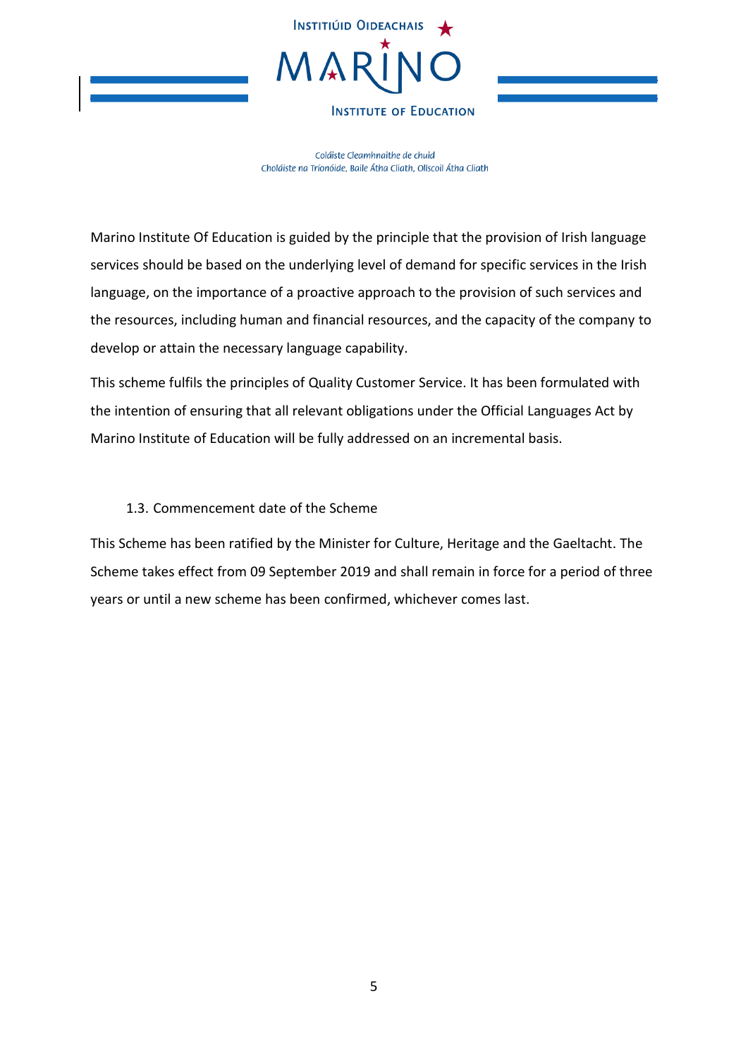Marino Institute Of Education is guided by the principle that the provision of Irish language services should be based on the underlying level of demand for specific services in the Irish language, on the importance of a proactive approach to the provision of such services and the resources, including human and financial resources, and the capacity of the company to develop or attain the necessary language capability.

This scheme fulfils the principles of Quality Customer Service. It has been formulated with the intention of ensuring that all relevant obligations under the Official Languages Act by Marino Institute of Education will be fully addressed on an incremental basis.

### 1.3. Commencement date of the Scheme

This Scheme has been ratified by the Minister for Culture, Heritage and the Gaeltacht. The Scheme takes effect from 09 September 2019 and shall remain in force for a period of three years or until a new scheme has been confirmed, whichever comes last.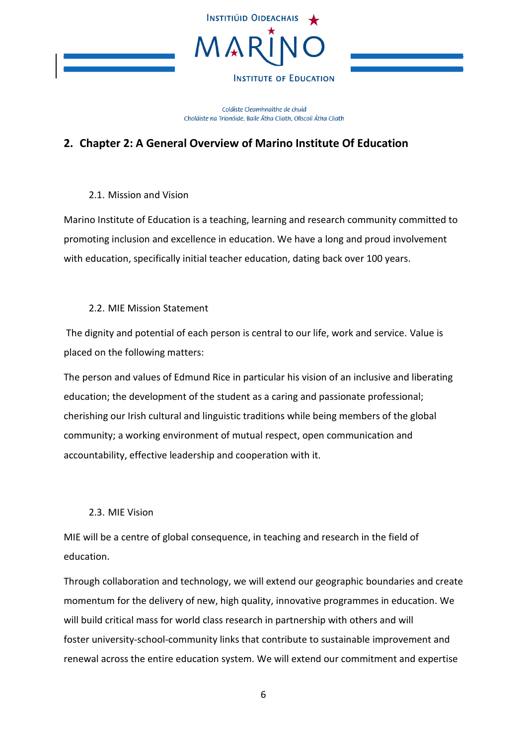## 2. Chapter 2: A General Overview of Marino Institute Of Education

### 2.1. Mission and Vision

Marino Institute of Education is a teaching, learning and research community committed to promoting inclusion and excellence in education. We have a long and proud involvement with education, specifically initial teacher education, dating back over 100 years.

### 2.2. MIE Mission Statement

The dignity and potential of each person is central to our life, work and service. Value is placed on the following matters:

The person and values of Edmund Rice in particular his vision of an inclusive and liberating education; the development of the student as a caring and passionate professional; cherishing our Irish cultural and linguistic traditions while being members of the global community; a working environment of mutual respect, open communication and accountability, effective leadership and cooperation with it.

### 2.3. MIE Vision

MIE will be a centre of global consequence, in teaching and research in the field of education.

Through collaboration and technology, we will extend our geographic boundaries and create momentum for the delivery of new, high quality, innovative programmes in education. We will build critical mass for world class research in partnership with others and will foster university-school-community links that contribute to sustainable improvement and renewal across the entire education system. We will extend our commitment and expertise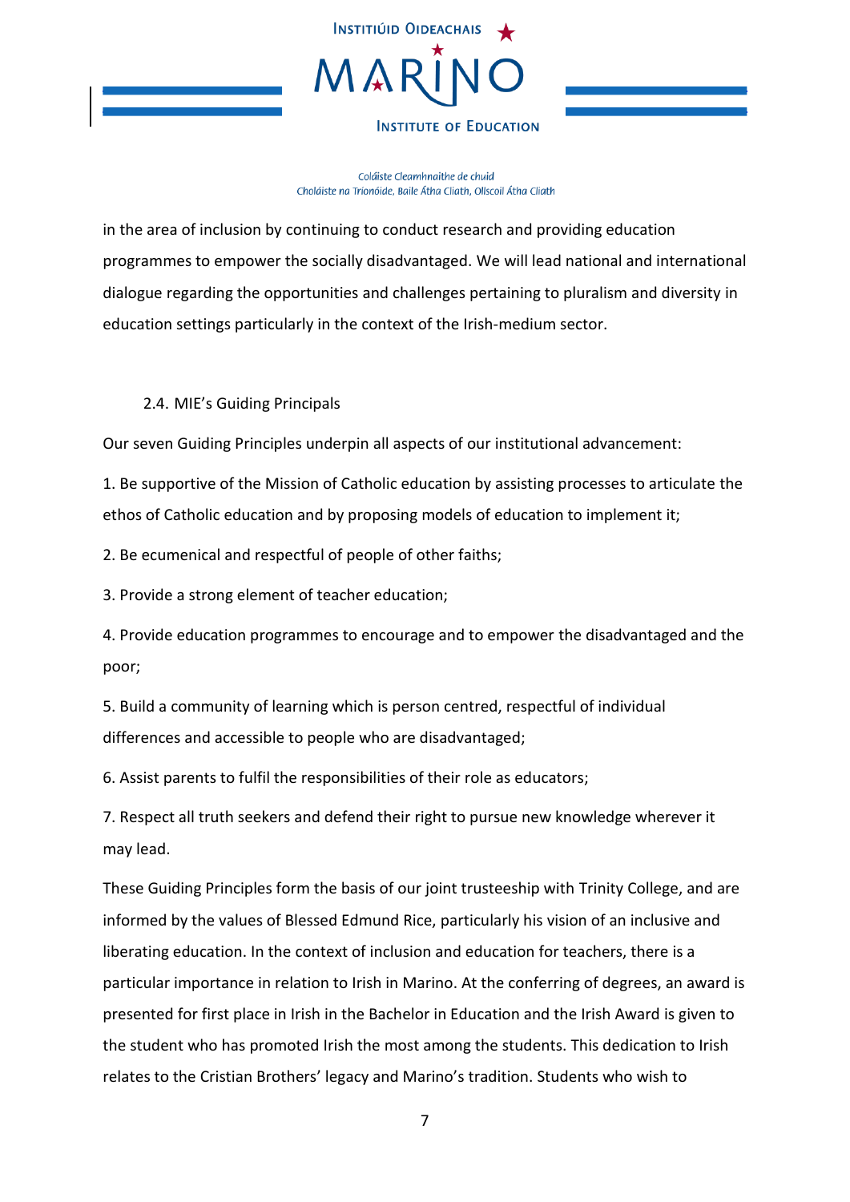in the area of inclusion by continuing to conduct research and providing education programmes to empower the socially disadvantaged. We will lead national and international dialogue regarding the opportunities and challenges pertaining to pluralism and diversity in education settings particularly in the context of the Irish-medium sector.

### 2.4. MIE's Guiding Principals

Our seven Guiding Principles underpin all aspects of our institutional advancement:

1. Be supportive of the Mission of Catholic education by assisting processes to articulate the ethos of Catholic education and by proposing models of education to implement it;

2. Be ecumenical and respectful of people of other faiths;

3. Provide a strong element of teacher education;

4. Provide education programmes to encourage and to empower the disadvantaged and the poor;

5. Build a community of learning which is person centred, respectful of individual differences and accessible to people who are disadvantaged;

6. Assist parents to fulfil the responsibilities of their role as educators;

7. Respect all truth seekers and defend their right to pursue new knowledge wherever it may lead.

These Guiding Principles form the basis of our joint trusteeship with Trinity College, and are informed by the values of Blessed Edmund Rice, particularly his vision of an inclusive and liberating education. In the context of inclusion and education for teachers, there is a particular importance in relation to Irish in Marino. At the conferring of degrees, an award is presented for first place in Irish in the Bachelor in Education and the Irish Award is given to the student who has promoted Irish the most among the students. This dedication to Irish relates to the Cristian Brothers' legacy and Marino's tradition. Students who wish to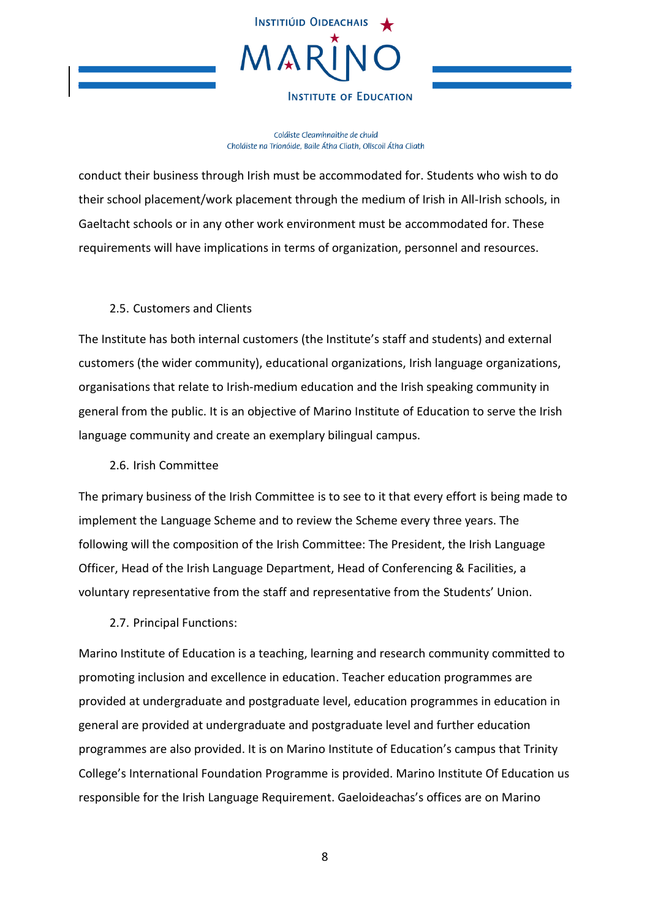conduct their business through Irish must be accommodated for. Students who wish to do their school placement/work placement through the medium of Irish in All-Irish schools, in Gaeltacht schools or in any other work environment must be accommodated for. These requirements will have implications in terms of organization, personnel and resources.

### 2.5. Customers and Clients

The Institute has both internal customers (the Institute's staff and students) and external customers (the wider community), educational organizations, Irish language organizations, organisations that relate to Irish-medium education and the Irish speaking community in general from the public. It is an objective of Marino Institute of Education to serve the Irish language community and create an exemplary bilingual campus.

### 2.6. Irish Committee

The primary business of the Irish Committee is to see to it that every effort is being made to implement the Language Scheme and to review the Scheme every three years. The following will the composition of the Irish Committee: The President, the Irish Language Officer, Head of the Irish Language Department, Head of Conferencing & Facilities, a voluntary representative from the staff and representative from the Students' Union.

### 2.7. Principal Functions:

Marino Institute of Education is a teaching, learning and research community committed to promoting inclusion and excellence in education. Teacher education programmes are provided at undergraduate and postgraduate level, education programmes in education in general are provided at undergraduate and postgraduate level and further education programmes are also provided. It is on Marino Institute of Education's campus that Trinity College's International Foundation Programme is provided. Marino Institute Of Education us responsible for the Irish Language Requirement. Gaeloideachas's offices are on Marino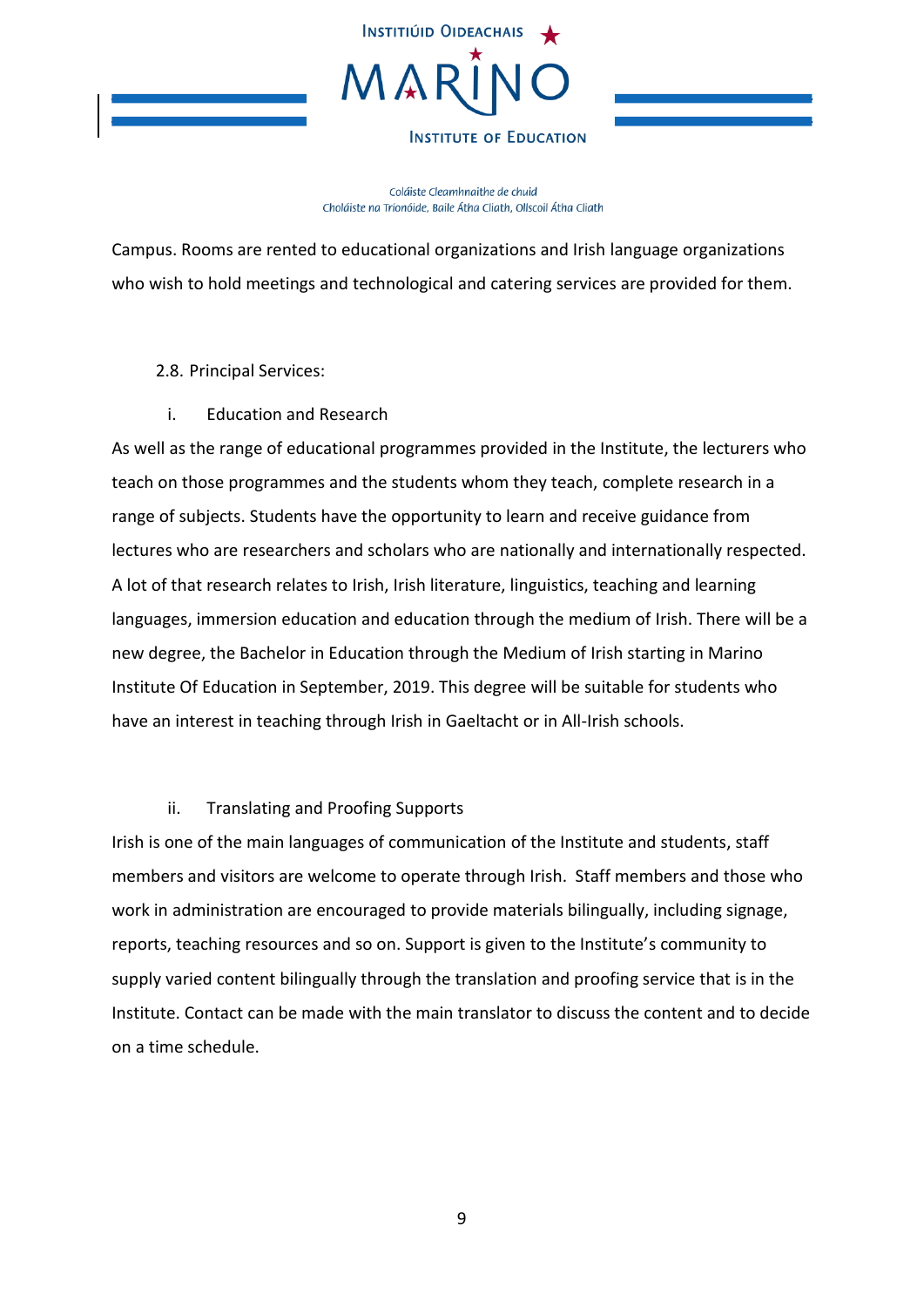Campus. Rooms are rented to educational organizations and Irish language organizations who wish to hold meetings and technological and catering services are provided for them.

### 2.8. Principal Services:

#### i. Education and Research

As well as the range of educational programmes provided in the Institute, the lecturers who teach on those programmes and the students whom they teach, complete research in a range of subjects. Students have the opportunity to learn and receive guidance from lectures who are researchers and scholars who are nationally and internationally respected. A lot of that research relates to Irish, Irish literature, linguistics, teaching and learning languages, immersion education and education through the medium of Irish. There will be a new degree, the Bachelor in Education through the Medium of Irish starting in Marino Institute Of Education in September, 2019. This degree will be suitable for students who have an interest in teaching through Irish in Gaeltacht or in All-Irish schools.

#### ii. Translating and Proofing Supports

Irish is one of the main languages of communication of the Institute and students, staff members and visitors are welcome to operate through Irish. Staff members and those who work in administration are encouraged to provide materials bilingually, including signage, reports, teaching resources and so on. Support is given to the Institute's community to supply varied content bilingually through the translation and proofing service that is in the Institute. Contact can be made with the main translator to discuss the content and to decide on a time schedule.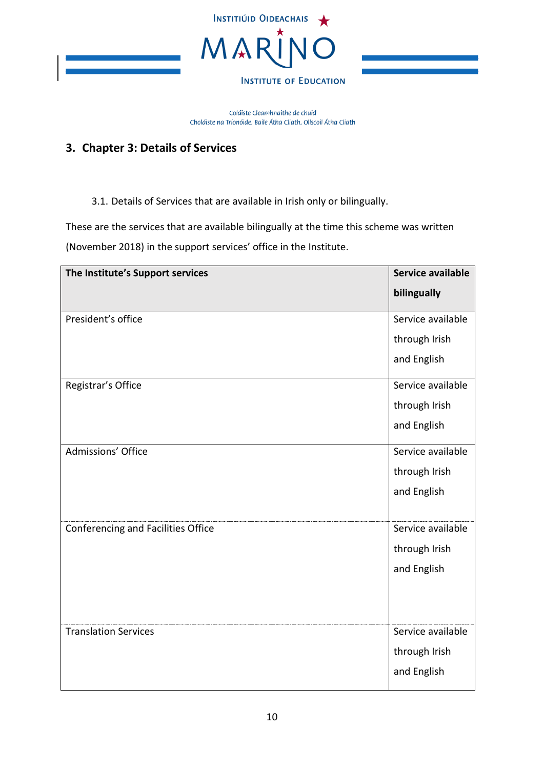## 3. Chapter 3: Details of Services

3.1. Details of Services that are available in Irish only or bilingually.

These are the services that are available bilingually at the time this scheme was written (November 2018) in the support services' office in the Institute.

| The Institute's Support services | Service available bilingually |
|---|---|
| President's office | Service available through Irish and English |
| Registrar's Office | Service available through Irish and English |
| Admissions' Office | Service available through Irish and English |
| Conferencing and Facilities Office | Service available through Irish and English |
| Translation Services | Service available through Irish and English |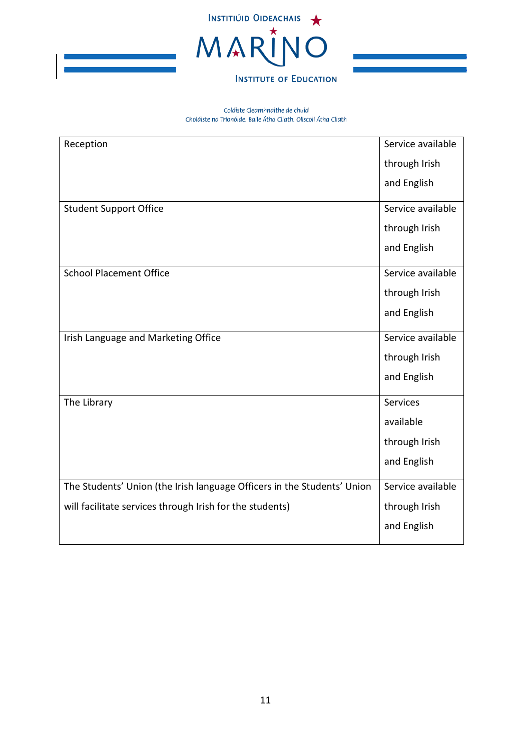| Reception | Service available through Irish and English |
|---|---|
| Student Support Office | Service available through Irish and English |
| School Placement Office | Service available through Irish and English |
| Irish Language and Marketing Office | Service available through Irish and English |
| The Library | Services available through Irish and English |
| The Students' Union (the Irish language Officers in the Students' Union will facilitate services through Irish for the students) | Service available through Irish and English |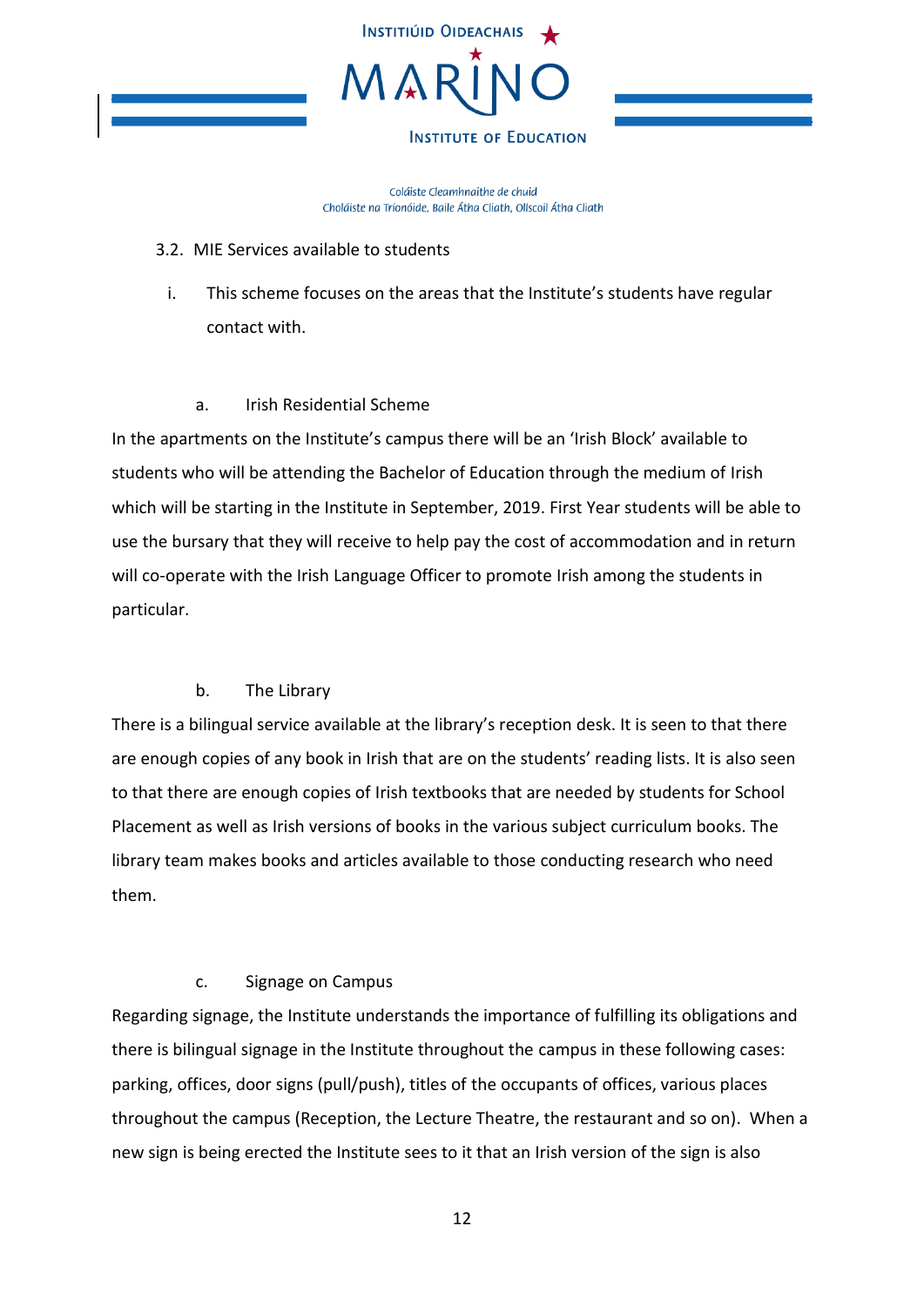3.2. MIE Services available to students

i. This scheme focuses on the areas that the Institute's students have regular contact with.

a. Irish Residential Scheme

In the apartments on the Institute's campus there will be an 'Irish Block' available to students who will be attending the Bachelor of Education through the medium of Irish which will be starting in the Institute in September, 2019. First Year students will be able to use the bursary that they will receive to help pay the cost of accommodation and in return will co-operate with the Irish Language Officer to promote Irish among the students in particular.

b. The Library

There is a bilingual service available at the library's reception desk. It is seen to that there are enough copies of any book in Irish that are on the students' reading lists. It is also seen to that there are enough copies of Irish textbooks that are needed by students for School Placement as well as Irish versions of books in the various subject curriculum books. The library team makes books and articles available to those conducting research who need them.

c. Signage on Campus

Regarding signage, the Institute understands the importance of fulfilling its obligations and there is bilingual signage in the Institute throughout the campus in these following cases: parking, offices, door signs (pull/push), titles of the occupants of offices, various places throughout the campus (Reception, the Lecture Theatre, the restaurant and so on). When a new sign is being erected the Institute sees to it that an Irish version of the sign is also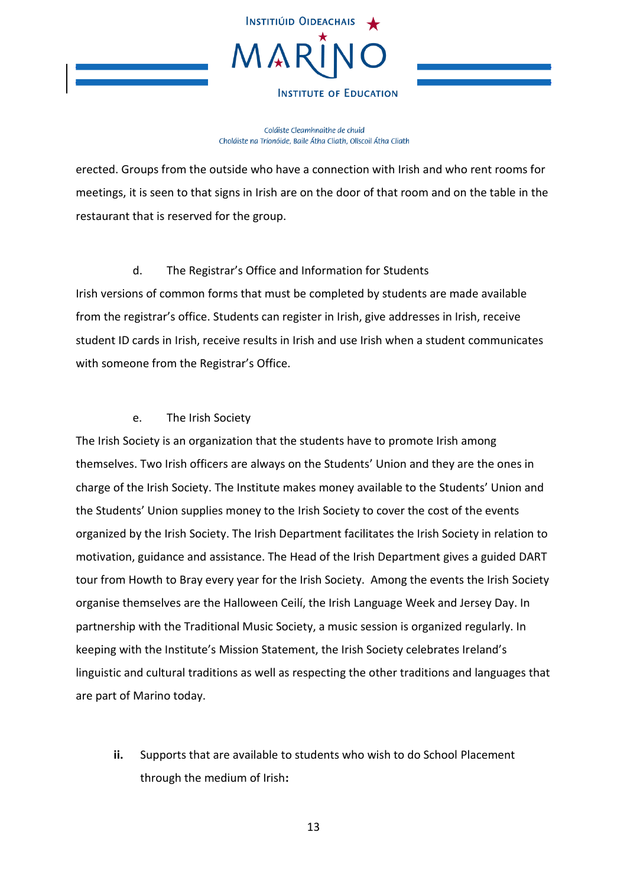erected. Groups from the outside who have a connection with Irish and who rent rooms for meetings, it is seen to that signs in Irish are on the door of that room and on the table in the restaurant that is reserved for the group.

d. The Registrar's Office and Information for Students

Irish versions of common forms that must be completed by students are made available from the registrar's office. Students can register in Irish, give addresses in Irish, receive student ID cards in Irish, receive results in Irish and use Irish when a student communicates with someone from the Registrar's Office.

e. The Irish Society

The Irish Society is an organization that the students have to promote Irish among themselves. Two Irish officers are always on the Students' Union and they are the ones in charge of the Irish Society. The Institute makes money available to the Students' Union and the Students' Union supplies money to the Irish Society to cover the cost of the events organized by the Irish Society. The Irish Department facilitates the Irish Society in relation to motivation, guidance and assistance. The Head of the Irish Department gives a guided DART tour from Howth to Bray every year for the Irish Society. Among the events the Irish Society organise themselves are the Halloween Ceilí, the Irish Language Week and Jersey Day. In partnership with the Traditional Music Society, a music session is organized regularly. In keeping with the Institute's Mission Statement, the Irish Society celebrates Ireland's linguistic and cultural traditions as well as respecting the other traditions and languages that are part of Marino today.

**ii.** Supports that are available to students who wish to do School Placement through the medium of Irish**:**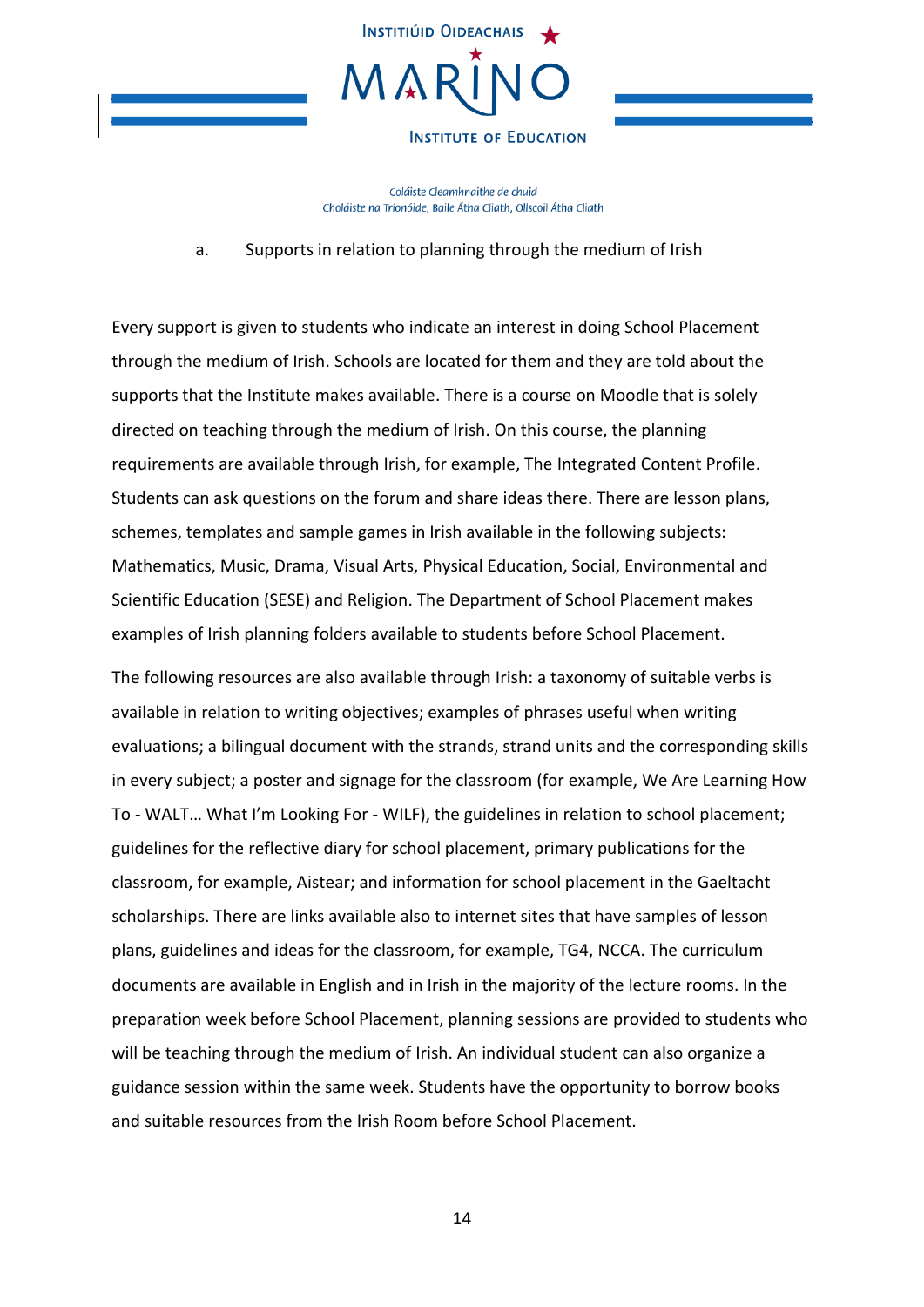a. Supports in relation to planning through the medium of Irish

Every support is given to students who indicate an interest in doing School Placement through the medium of Irish. Schools are located for them and they are told about the supports that the Institute makes available. There is a course on Moodle that is solely directed on teaching through the medium of Irish. On this course, the planning requirements are available through Irish, for example, The Integrated Content Profile. Students can ask questions on the forum and share ideas there. There are lesson plans, schemes, templates and sample games in Irish available in the following subjects: Mathematics, Music, Drama, Visual Arts, Physical Education, Social, Environmental and Scientific Education (SESE) and Religion. The Department of School Placement makes examples of Irish planning folders available to students before School Placement.

The following resources are also available through Irish: a taxonomy of suitable verbs is available in relation to writing objectives; examples of phrases useful when writing evaluations; a bilingual document with the strands, strand units and the corresponding skills in every subject; a poster and signage for the classroom (for example, We Are Learning How To - WALT… What I'm Looking For - WILF), the guidelines in relation to school placement; guidelines for the reflective diary for school placement, primary publications for the classroom, for example, Aistear; and information for school placement in the Gaeltacht scholarships. There are links available also to internet sites that have samples of lesson plans, guidelines and ideas for the classroom, for example, TG4, NCCA. The curriculum documents are available in English and in Irish in the majority of the lecture rooms. In the preparation week before School Placement, planning sessions are provided to students who will be teaching through the medium of Irish. An individual student can also organize a guidance session within the same week. Students have the opportunity to borrow books and suitable resources from the Irish Room before School Placement.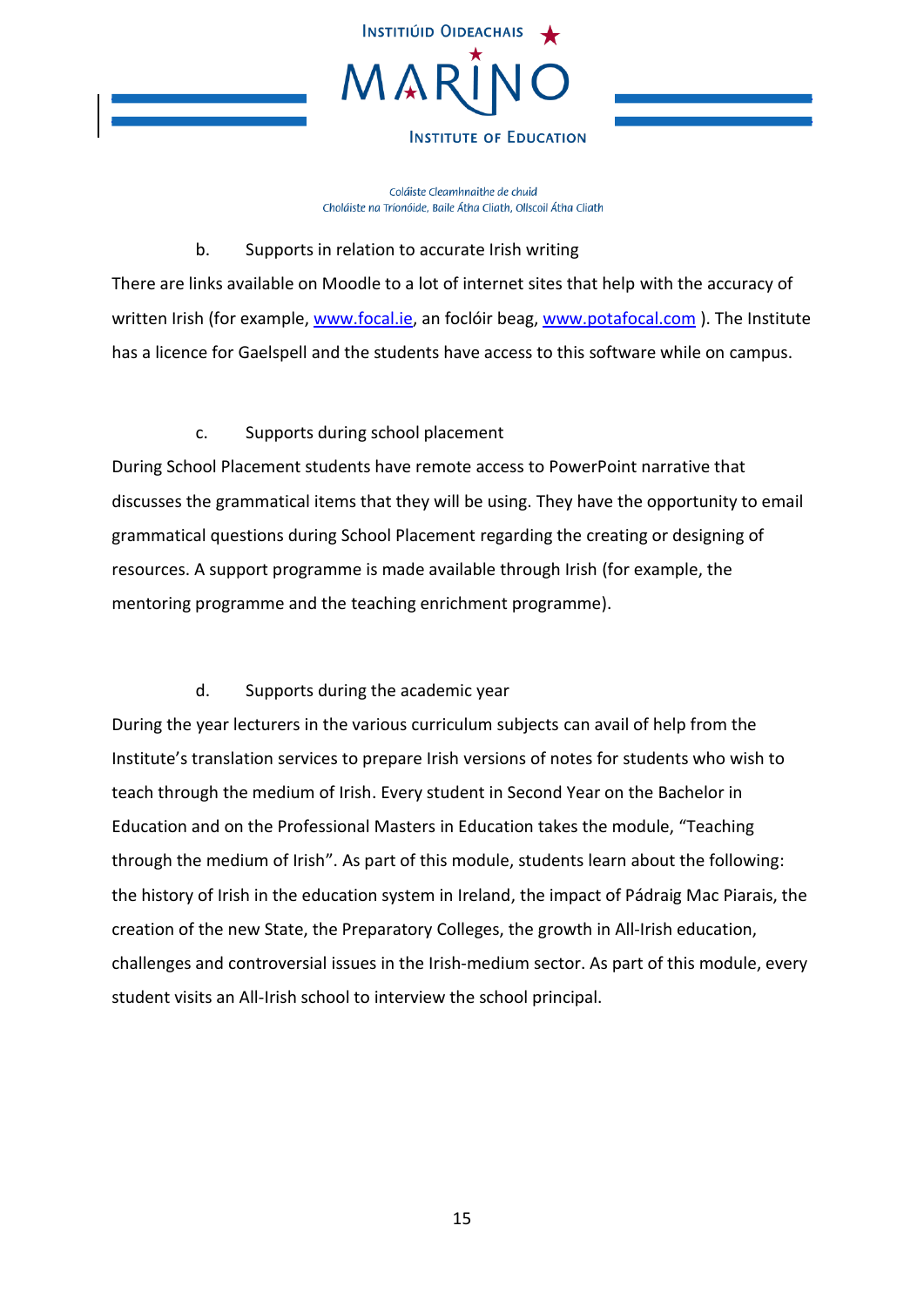b. Supports in relation to accurate Irish writing

There are links available on Moodle to a lot of internet sites that help with the accuracy of written Irish (for example, [www.focal.ie](http://www.focal.ie), an foclóir beag, [www.potafocal.com](http://www.potafocal.com) ). The Institute has a licence for Gaelspell and the students have access to this software while on campus.

c. Supports during school placement

During School Placement students have remote access to PowerPoint narrative that discusses the grammatical items that they will be using. They have the opportunity to email grammatical questions during School Placement regarding the creating or designing of resources. A support programme is made available through Irish (for example, the mentoring programme and the teaching enrichment programme).

d. Supports during the academic year

During the year lecturers in the various curriculum subjects can avail of help from the Institute's translation services to prepare Irish versions of notes for students who wish to teach through the medium of Irish. Every student in Second Year on the Bachelor in Education and on the Professional Masters in Education takes the module, "Teaching through the medium of Irish". As part of this module, students learn about the following: the history of Irish in the education system in Ireland, the impact of Pádraig Mac Piarais, the creation of the new State, the Preparatory Colleges, the growth in All-Irish education, challenges and controversial issues in the Irish-medium sector. As part of this module, every student visits an All-Irish school to interview the school principal.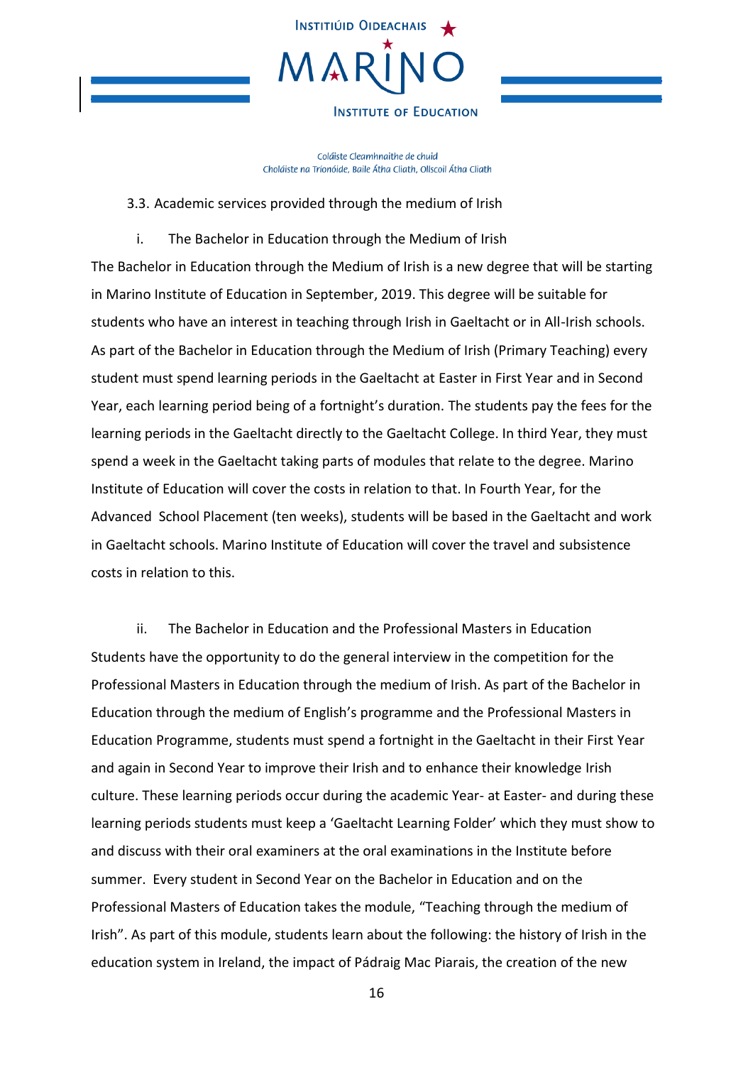### 3.3. Academic services provided through the medium of Irish

#### i. The Bachelor in Education through the Medium of Irish

The Bachelor in Education through the Medium of Irish is a new degree that will be starting in Marino Institute of Education in September, 2019. This degree will be suitable for students who have an interest in teaching through Irish in Gaeltacht or in All-Irish schools. As part of the Bachelor in Education through the Medium of Irish (Primary Teaching) every student must spend learning periods in the Gaeltacht at Easter in First Year and in Second Year, each learning period being of a fortnight's duration. The students pay the fees for the learning periods in the Gaeltacht directly to the Gaeltacht College. In third Year, they must spend a week in the Gaeltacht taking parts of modules that relate to the degree. Marino Institute of Education will cover the costs in relation to that. In Fourth Year, for the Advanced School Placement (ten weeks), students will be based in the Gaeltacht and work in Gaeltacht schools. Marino Institute of Education will cover the travel and subsistence costs in relation to this.

#### ii. The Bachelor in Education and the Professional Masters in Education

Students have the opportunity to do the general interview in the competition for the Professional Masters in Education through the medium of Irish. As part of the Bachelor in Education through the medium of English's programme and the Professional Masters in Education Programme, students must spend a fortnight in the Gaeltacht in their First Year and again in Second Year to improve their Irish and to enhance their knowledge Irish culture. These learning periods occur during the academic Year- at Easter- and during these learning periods students must keep a 'Gaeltacht Learning Folder' which they must show to and discuss with their oral examiners at the oral examinations in the Institute before summer. Every student in Second Year on the Bachelor in Education and on the Professional Masters of Education takes the module, "Teaching through the medium of Irish". As part of this module, students learn about the following: the history of Irish in the education system in Ireland, the impact of Pádraig Mac Piarais, the creation of the new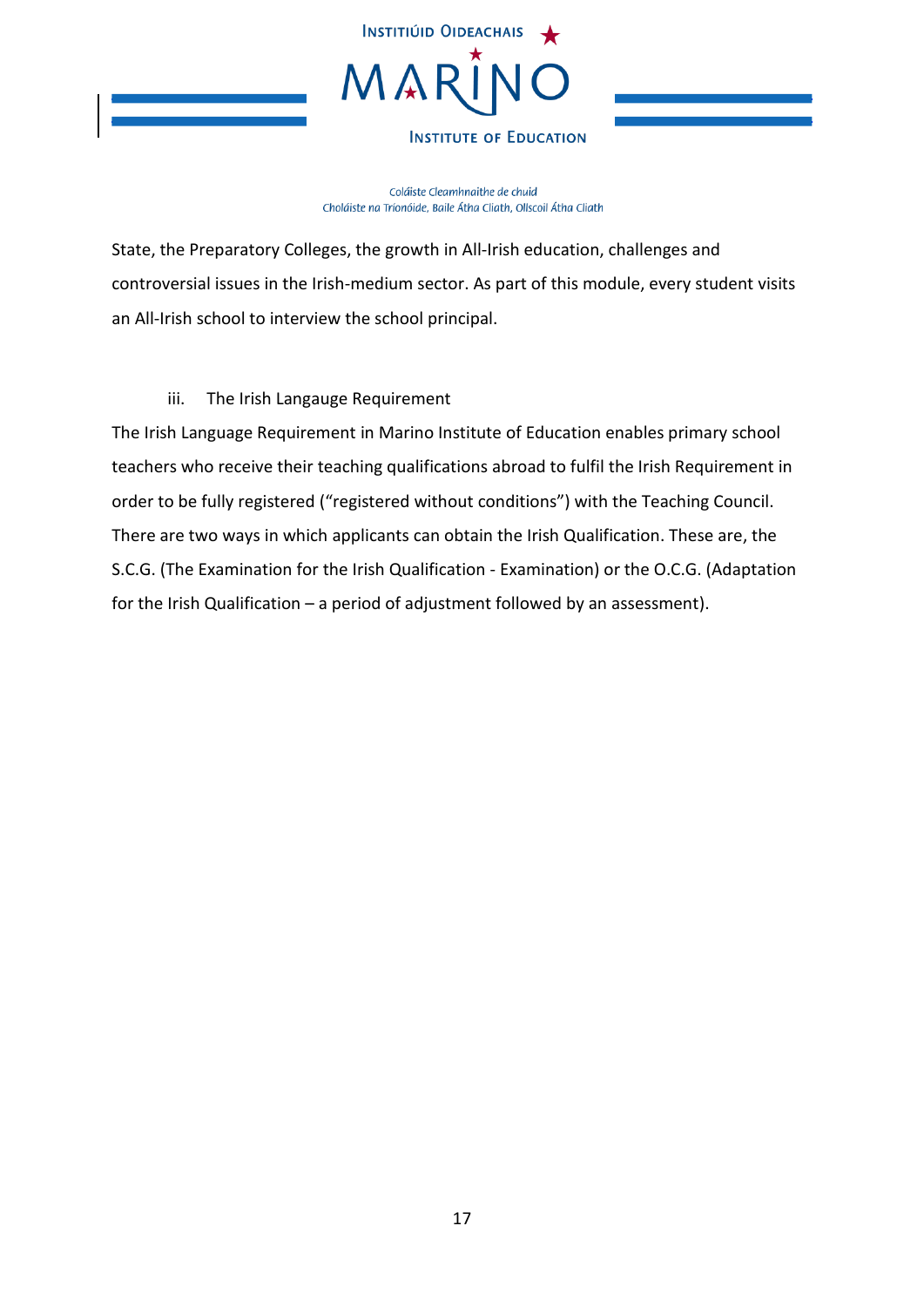State, the Preparatory Colleges, the growth in All-Irish education, challenges and controversial issues in the Irish-medium sector. As part of this module, every student visits an All-Irish school to interview the school principal.

iii. The Irish Langauge Requirement

The Irish Language Requirement in Marino Institute of Education enables primary school teachers who receive their teaching qualifications abroad to fulfil the Irish Requirement in order to be fully registered ("registered without conditions") with the Teaching Council. There are two ways in which applicants can obtain the Irish Qualification. These are, the S.C.G. (The Examination for the Irish Qualification - Examination) or the O.C.G. (Adaptation for the Irish Qualification – a period of adjustment followed by an assessment).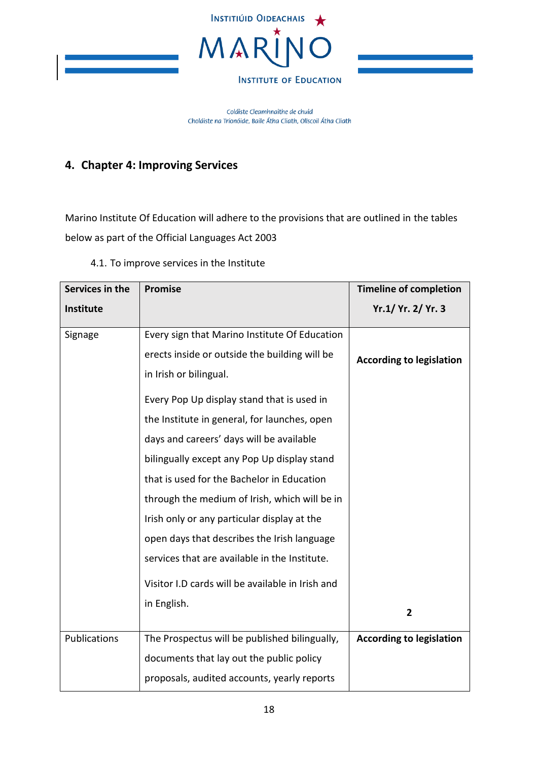## 4. Chapter 4: Improving Services

Marino Institute Of Education will adhere to the provisions that are outlined in the tables below as part of the Official Languages Act 2003

4.1. To improve services in the Institute

| Services in the Institute | Promise | Timeline of completion Yr.1/ Yr. 2/ Yr. 3 |
|---|---|---|
| Signage | Every sign that Marino Institute Of Education erects inside or outside the building will be in Irish or bilingual.<br><br>Every Pop Up display stand that is used in the Institute in general, for launches, open days and careers' days will be available bilingually except any Pop Up display stand that is used for the Bachelor in Education through the medium of Irish, which will be in Irish only or any particular display at the open days that describes the Irish language services that are available in the Institute.<br><br>Visitor I.D cards will be available in Irish and in English. | **According to legislation**<br><br>**2** |
| Publications | The Prospectus will be published bilingually, documents that lay out the public policy proposals, audited accounts, yearly reports | **According to legislation** |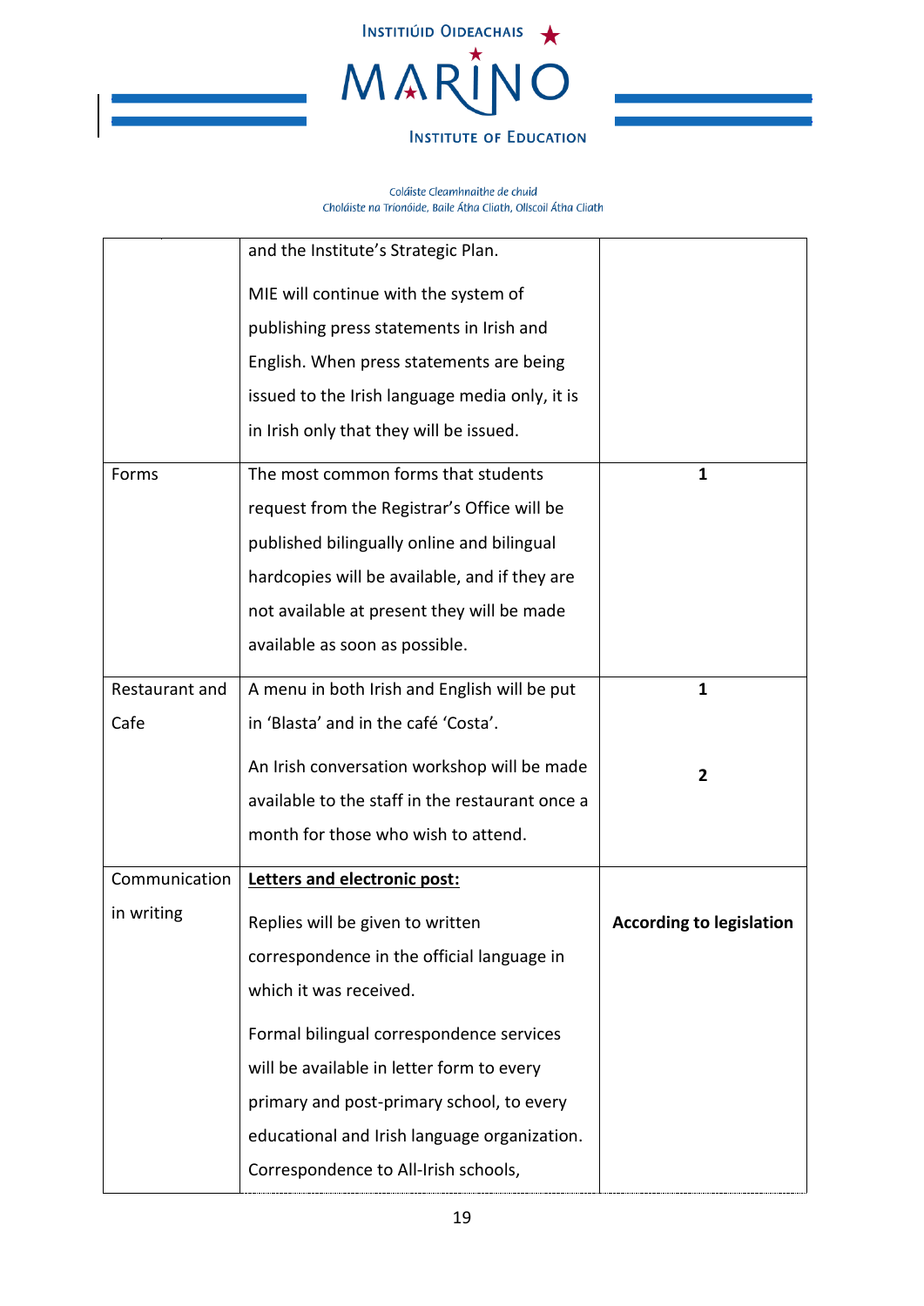| | | |
|---|---|---|
| | and the Institute's Strategic Plan.<br><br>MIE will continue with the system of publishing press statements in Irish and English. When press statements are being issued to the Irish language media only, it is in Irish only that they will be issued. | |
| Forms | The most common forms that students request from the Registrar's Office will be published bilingually online and bilingual hardcopies will be available, and if they are not available at present they will be made available as soon as possible. | **1** |
| Restaurant and Cafe | A menu in both Irish and English will be put in 'Blasta' and in the café 'Costa'.<br><br>An Irish conversation workshop will be made available to the staff in the restaurant once a month for those who wish to attend. | **1**<br><br>**2** |
| Communication in writing | **<u>Letters and electronic post:</u>**<br><br>Replies will be given to written correspondence in the official language in which it was received.<br><br>Formal bilingual correspondence services will be available in letter form to every primary and post-primary school, to every educational and Irish language organization. Correspondence to All-Irish schools, | **According to legislation** |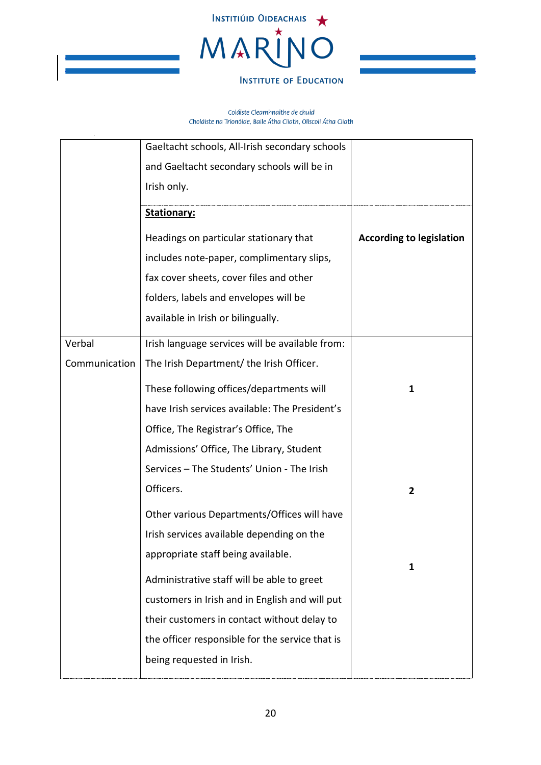| | | |
|---|---|---|
| | Gaeltacht schools, All-Irish secondary schools and Gaeltacht secondary schools will be in Irish only. | |
| | **Stationary:** Headings on particular stationary that includes note-paper, complimentary slips, fax cover sheets, cover files and other folders, labels and envelopes will be available in Irish or bilingually. | **According to legislation** |
| Verbal Communication | Irish language services will be available from: The Irish Department/ the Irish Officer. These following offices/departments will have Irish services available: The President's Office, The Registrar's Office, The Student Admissions' Office, The Library, Student Services – The Students' Union - The Irish Officers. Other various Departments/Offices will have Irish services available depending on the appropriate staff being available. Administrative staff will be able to greet customers in Irish and in English and will put their customers in contact without delay to the officer responsible for the service that is being requested in Irish. | **1** **2** **1** |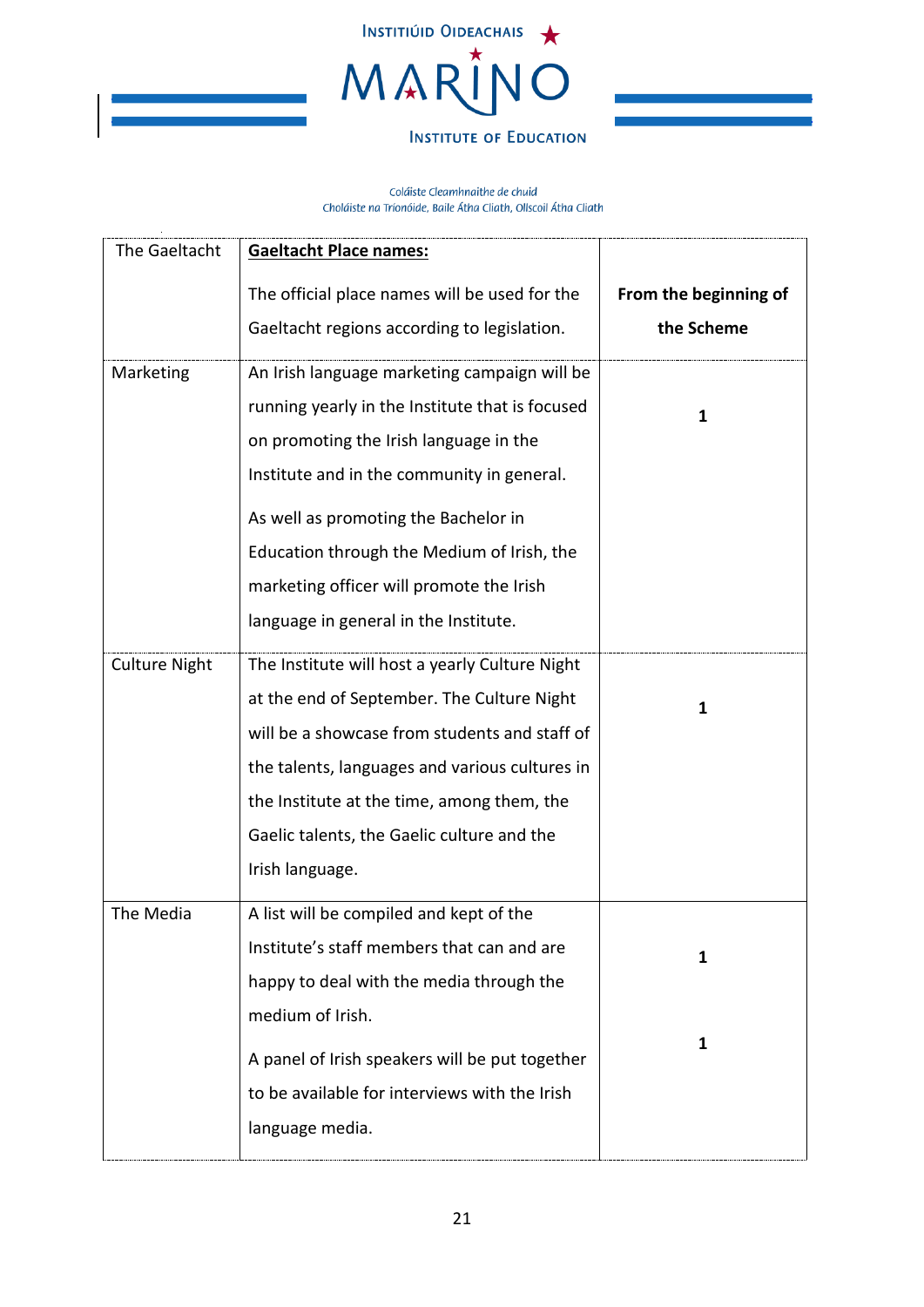| The Gaeltacht | **<u>Gaeltacht Place names:</u>**<br><br>The official place names will be used for the Gaeltacht regions according to legislation. | **From the beginning of the Scheme** |
|---|---|---|
| Marketing | An Irish language marketing campaign will be running yearly in the Institute that is focused on promoting the Irish language in the Institute and in the community in general.<br><br>As well as promoting the Bachelor in Education through the Medium of Irish, the marketing officer will promote the Irish language in general in the Institute. | **1** |
| Culture Night | The Institute will host a yearly Culture Night at the end of September. The Culture Night will be a showcase from students and staff of the talents, languages and various cultures in the Institute at the time, among them, the Gaelic talents, the Gaelic culture and the Irish language. | **1** |
| The Media | A list will be compiled and kept of the Institute's staff members that can and are happy to deal with the media through the medium of Irish.<br><br>A panel of Irish speakers will be put together to be available for interviews with the Irish language media. | **1**<br><br>**1** |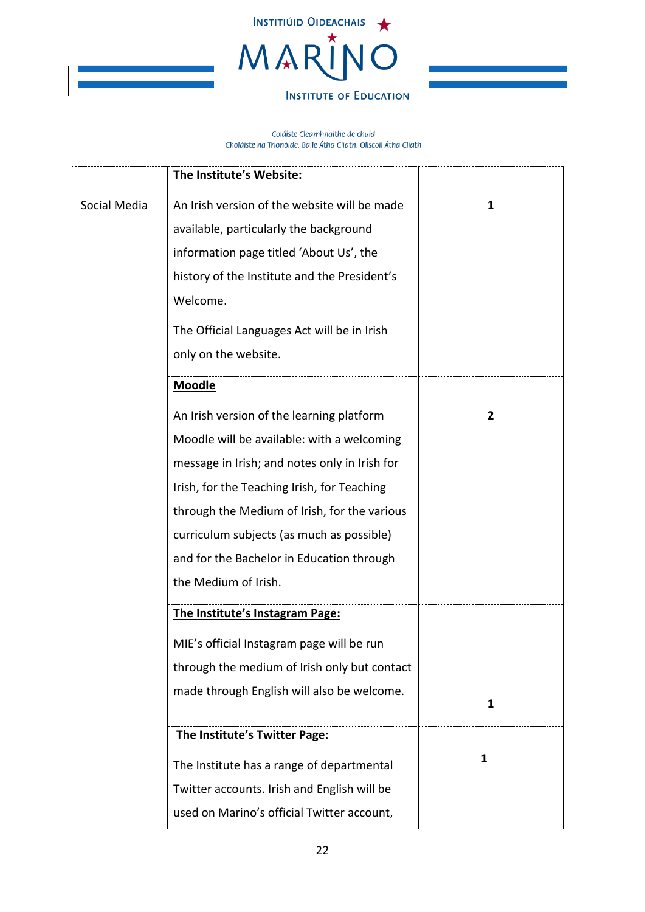| | | |
|---|---|---|
| Social Media | **The Institute's Website:**<br><br>An Irish version of the website will be made available, particularly the background information page titled 'About Us', the history of the Institute and the President's Welcome.<br><br>The Official Languages Act will be in Irish only on the website. | **1** |
| | **Moodle**<br><br>An Irish version of the learning platform Moodle will be available: with a welcoming message in Irish; and notes only in Irish for Irish, for the Teaching Irish, for Teaching through the Medium of Irish, for the various curriculum subjects (as much as possible) and for the Bachelor in Education through the Medium of Irish. | **2** |
| | **The Institute's Instagram Page:**<br><br>MIE's official Instagram page will be run through the medium of Irish only but contact made through English will also be welcome. | **1** |
| | **The Institute's Twitter Page:**<br><br>The Institute has a range of departmental Twitter accounts. Irish and English will be used on Marino's official Twitter account, | **1** |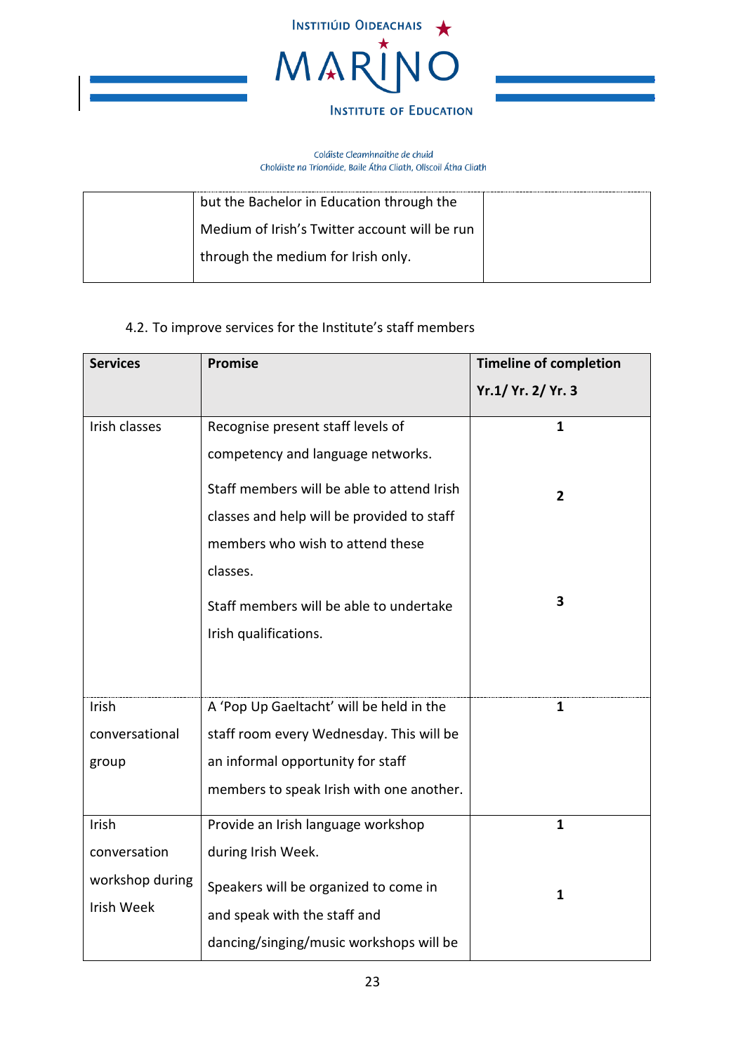| | but the Bachelor in Education through the Medium of Irish's Twitter account will be run through the medium for Irish only. | |
|---|---|---|

4.2. To improve services for the Institute's staff members

| Services | Promise | Timeline of completion Yr.1/ Yr. 2/ Yr. 3 |
|---|---|---|
| Irish classes | Recognise present staff levels of competency and language networks. | 1 |
| | Staff members will be able to attend Irish classes and help will be provided to staff members who wish to attend these classes. | 2 |
| | Staff members will be able to undertake Irish qualifications. | 3 |
| Irish conversational group | A 'Pop Up Gaeltacht' will be held in the staff room every Wednesday. This will be an informal opportunity for staff members to speak Irish with one another. | 1 |
| Irish conversation workshop during Irish Week | Provide an Irish language workshop during Irish Week. | 1 |
| | Speakers will be organized to come in and speak with the staff and dancing/singing/music workshops will be | 1 |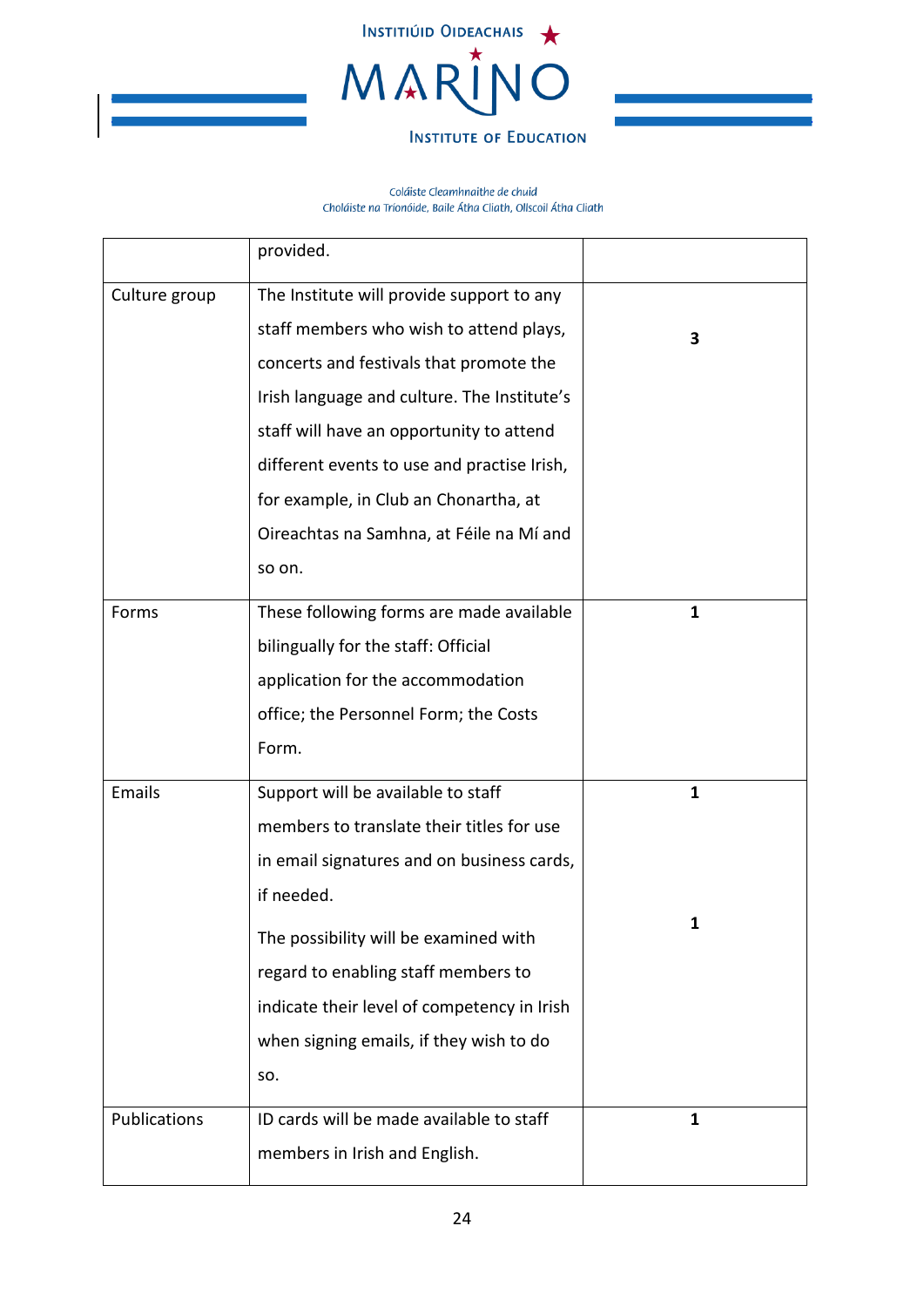| | | |
|---|---|---|
| | provided. | |
| Culture group | The Institute will provide support to any staff members who wish to attend plays, concerts and festivals that promote the Irish language and culture. The Institute's staff will have an opportunity to attend different events to use and practise Irish, for example, in Club an Chonartha, at Oireachtas na Samhna, at Féile na Mí and so on. | **3** |
| Forms | These following forms are made available bilingually for the staff: Official application for the accommodation office; the Personnel Form; the Costs Form. | **1** |
| Emails | Support will be available to staff members to translate their titles for use in email signatures and on business cards, if needed.<br><br>The possibility will be examined with regard to enabling staff members to indicate their level of competency in Irish when signing emails, if they wish to do so. | **1**<br><br>**1** |
| Publications | ID cards will be made available to staff members in Irish and English. | **1** |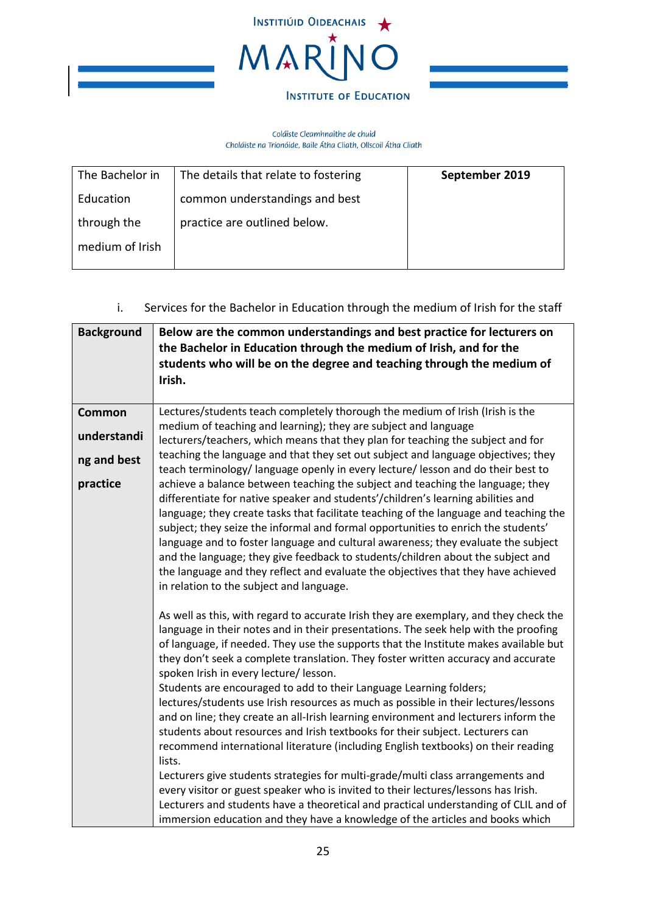INSTITIÚID OIDEACHAIS MARINO INSTITUTE OF EDUCATION

Coláiste Cleamhnaithe de chuid
Choláiste na Tríonóide, Baile Átha Cliath, Ollscoil Átha Cliath

| The Bachelor in Education through the medium of Irish | The details that relate to fostering common understandings and best practice are outlined below. | **September 2019** |
|---|---|---|

i. Services for the Bachelor in Education through the medium of Irish for the staff

| **Background** | **Below are the common understandings and best practice for lecturers on the Bachelor in Education through the medium of Irish, and for the students who will be on the degree and teaching through the medium of Irish.** |
|---|---|
| **Common understanding and best practice** | Lectures/students teach completely thorough the medium of Irish (Irish is the medium of teaching and learning); they are subject and language lecturers/teachers, which means that they plan for teaching the subject and for teaching the language and that they set out subject and language objectives; they teach terminology/ language openly in every lecture/ lesson and do their best to achieve a balance between teaching the subject and teaching the language; they differentiate for native speaker and students'/children's learning abilities and language; they create tasks that facilitate teaching of the language and teaching the subject; they seize the informal and formal opportunities to enrich the students' language and to foster language and cultural awareness; they evaluate the subject and the language; they give feedback to students/children about the subject and the language and they reflect and evaluate the objectives that they have achieved in relation to the subject and language.<br><br>As well as this, with regard to accurate Irish they are exemplary, and they check the language in their notes and in their presentations. The seek help with the proofing of language, if needed. They use the supports that the Institute makes available but they don't seek a complete translation. They foster written accuracy and accurate spoken Irish in every lecture/ lesson.<br>Students are encouraged to add to their Language Learning folders; lectures/students use Irish resources as much as possible in their lectures/lessons and on line; they create an all-Irish learning environment and lecturers inform the students about resources and Irish textbooks for their subject. Lecturers can recommend international literature (including English textbooks) on their reading lists.<br>Lecturers give students strategies for multi-grade/multi class arrangements and every visitor or guest speaker who is invited to their lectures/lessons has Irish.<br>Lecturers and students have a theoretical and practical understanding of CLIL and of immersion education and they have a knowledge of the articles and books which |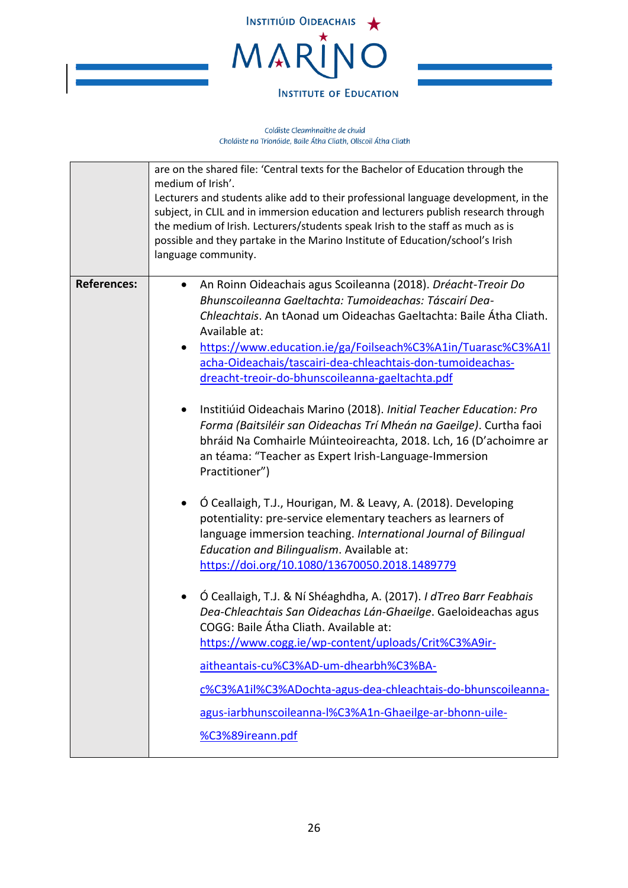| | |
|---|---|
| | are on the shared file: 'Central texts for the Bachelor of Education through the medium of Irish'.<br>Lecturers and students alike add to their professional language development, in the subject, in CLIL and in immersion education and lecturers publish research through the medium of Irish. Lecturers/students speak Irish to the staff as much as is possible and they partake in the Marino Institute of Education/school's Irish language community. |
| **References:** | • An Roinn Oideachais agus Scoileanna (2018). *Dréacht-Treoir Do Bhunscoileanna Gaeltachta: Tumoideachas: Táscairí Dea-Chleachtais*. An tAonad um Oideachas Gaeltachta: Baile Átha Cliath. Available at:<br>• https://www.education.ie/ga/Foilseach%C3%A1in/Tuarasc%C3%A1lacha-Oideachais/tascairi-dea-chleachtais-don-tumoideachas-dreacht-treoir-do-bhunscoileanna-gaeltachta.pdf<br><br>• Institiúid Oideachais Marino (2018). *Initial Teacher Education: Pro Forma (Baitsiléir san Oideachas Trí Mheán na Gaeilge)*. Curtha faoi bhráid Na Comhairle Múinteoireachta, 2018. Lch, 16 (D'achoimre ar an téama: "Teacher as Expert Irish-Language-Immersion Practitioner")<br><br>• Ó Ceallaigh, T.J., Hourigan, M. & Leavy, A. (2018). Developing potentiality: pre-service elementary teachers as learners of language immersion teaching. *International Journal of Bilingual Education and Bilingualism*. Available at: https://doi.org/10.1080/13670050.2018.1489779<br><br>• Ó Ceallaigh, T.J. & Ní Shéaghdha, A. (2017). *I dTreo Barr Feabhais Dea-Chleachtais San Oideachas Lán-Ghaeilge*. Gaeloideachas agus COGG: Baile Átha Cliath. Available at: https://www.cogg.ie/wp-content/uploads/Crit%C3%A9ir-aitheantais-cu%C3%AD-um-dhearbh%C3%BA-c%C3%A1il%C3%ADochta-agus-dea-chleachtais-do-bhunscoileanna-agus-iarbhunscoileanna-l%C3%A1n-Ghaeilge-ar-bhonn-uile-%C3%89ireann.pdf |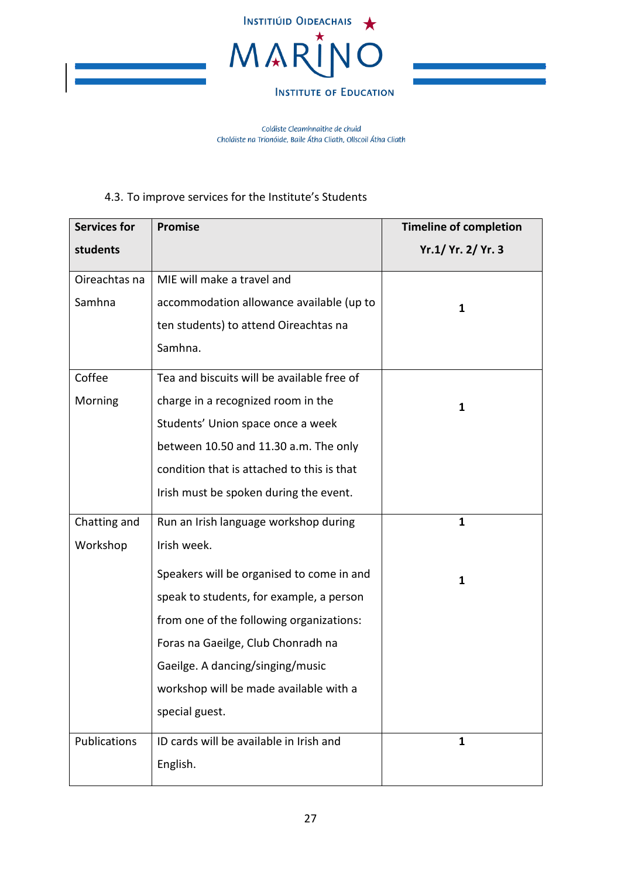4.3. To improve services for the Institute's Students

| Services for students | Promise | Timeline of completion Yr.1/ Yr. 2/ Yr. 3 |
|---|---|---|
| Oireachtas na Samhna | MIE will make a travel and accommodation allowance available (up to ten students) to attend Oireachtas na Samhna. | 1 |
| Coffee Morning | Tea and biscuits will be available free of charge in a recognized room in the Students' Union space once a week between 10.50 and 11.30 a.m. The only condition that is attached to this is that Irish must be spoken during the event. | 1 |
| Chatting and Workshop | Run an Irish language workshop during Irish week.<br><br>Speakers will be organised to come in and speak to students, for example, a person from one of the following organizations: Foras na Gaeilge, Club Chonradh na Gaeilge. A dancing/singing/music workshop will be made available with a special guest. | 1<br><br>1 |
| Publications | ID cards will be available in Irish and English. | 1 |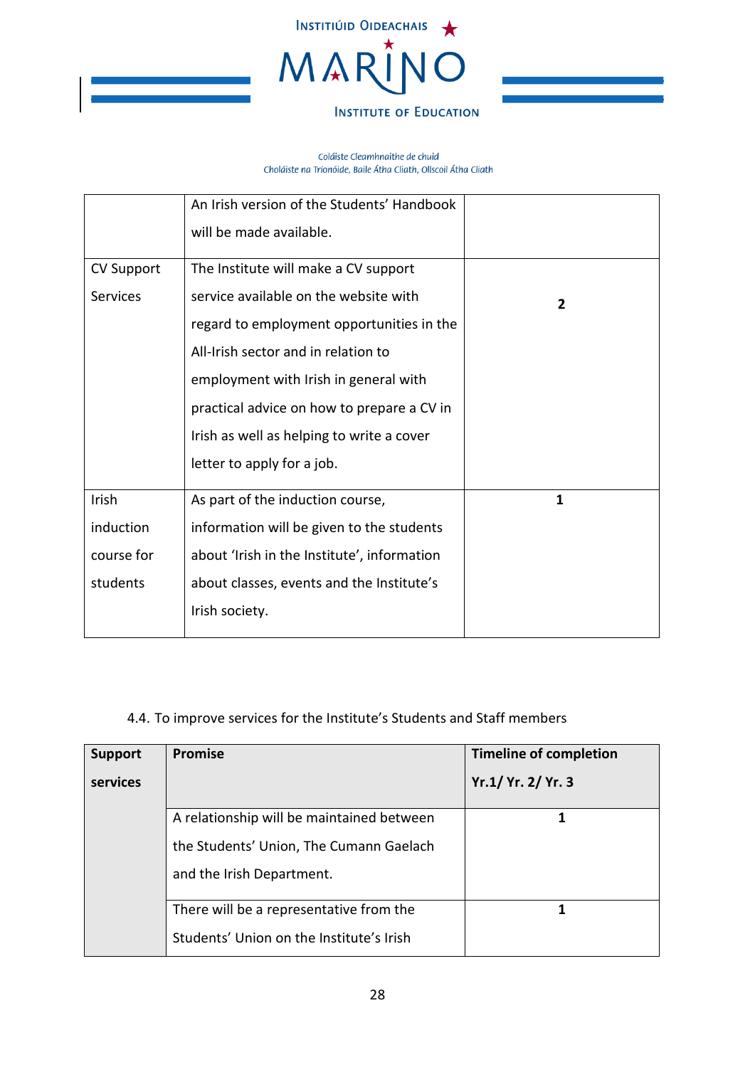| | | |
|---|---|---|
| | An Irish version of the Students' Handbook will be made available. | |
| CV Support Services | The Institute will make a CV support service available on the website with regard to employment opportunities in the All-Irish sector and in relation to employment with Irish in general with practical advice on how to prepare a CV in Irish as well as helping to write a cover letter to apply for a job. | **2** |
| Irish induction course for students | As part of the induction course, information will be given to the students about 'Irish in the Institute', information about classes, events and the Institute's Irish society. | **1** |

4.4. To improve services for the Institute's Students and Staff members

| **Support services** | **Promise** | **Timeline of completion Yr.1/ Yr. 2/ Yr. 3** |
|---|---|---|
| | A relationship will be maintained between the Students' Union, The Cumann Gaelach and the Irish Department. | **1** |
| | There will be a representative from the Students' Union on the Institute's Irish | **1** |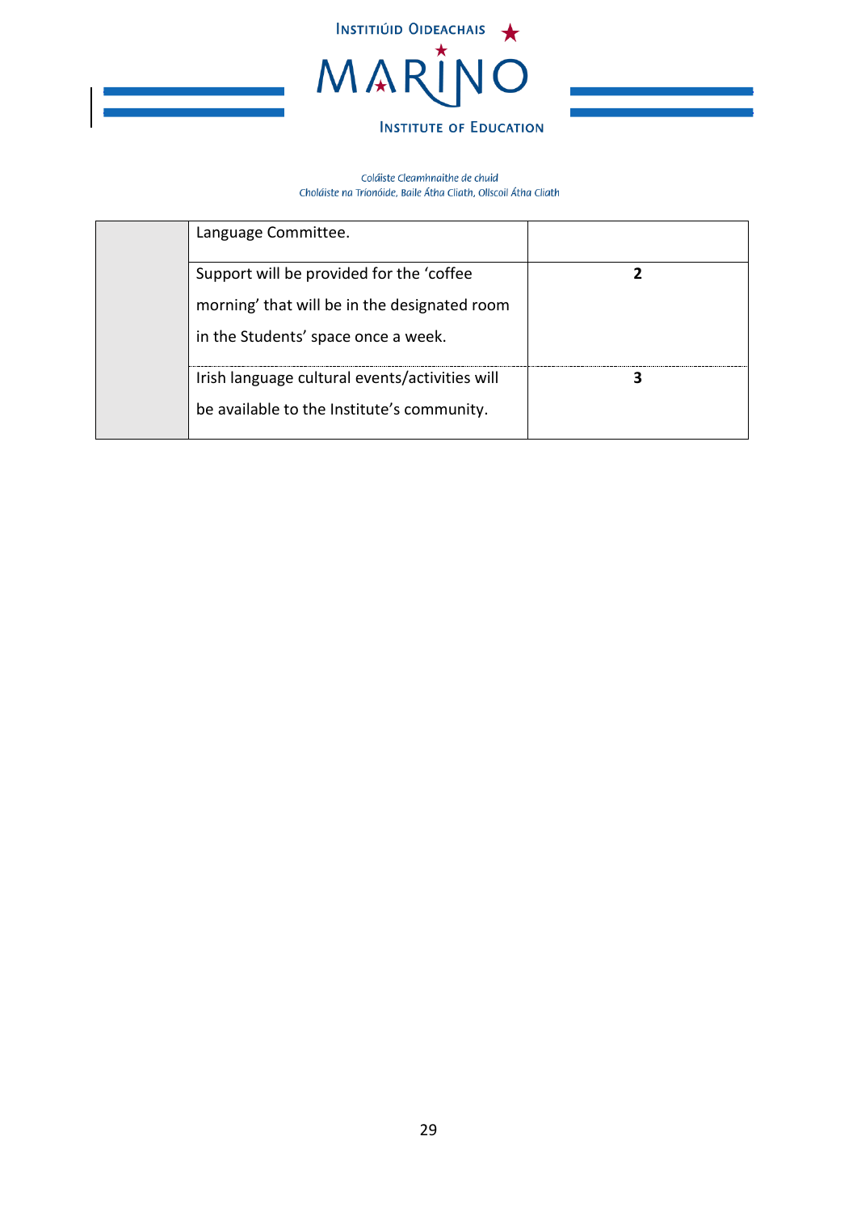|  |  |  |
|---|---|---|
|  | Language Committee. |  |
|  | Support will be provided for the 'coffee morning' that will be in the designated room in the Students' space once a week. | **2** |
|  | Irish language cultural events/activities will be available to the Institute's community. | **3** |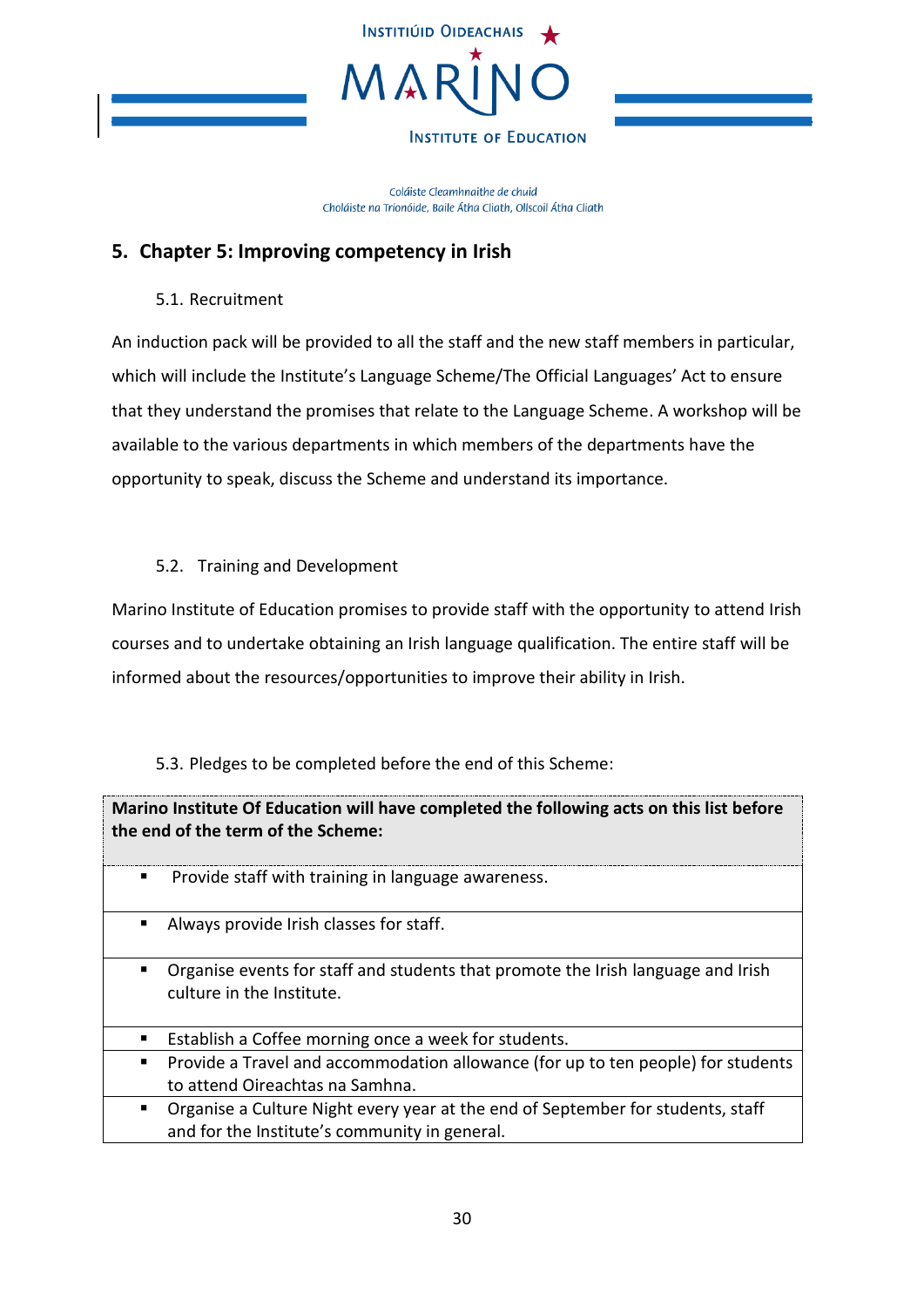## 5. Chapter 5: Improving competency in Irish

### 5.1. Recruitment

An induction pack will be provided to all the staff and the new staff members in particular, which will include the Institute's Language Scheme/The Official Languages' Act to ensure that they understand the promises that relate to the Language Scheme. A workshop will be available to the various departments in which members of the departments have the opportunity to speak, discuss the Scheme and understand its importance.

### 5.2. Training and Development

Marino Institute of Education promises to provide staff with the opportunity to attend Irish courses and to undertake obtaining an Irish language qualification. The entire staff will be informed about the resources/opportunities to improve their ability in Irish.

### 5.3. Pledges to be completed before the end of this Scheme:

| **Marino Institute Of Education will have completed the following acts on this list before the end of the term of the Scheme:** |
|---|
| ▪ Provide staff with training in language awareness. |
| ▪ Always provide Irish classes for staff. |
| ▪ Organise events for staff and students that promote the Irish language and Irish culture in the Institute. |
| ▪ Establish a Coffee morning once a week for students. |
| ▪ Provide a Travel and accommodation allowance (for up to ten people) for students to attend Oireachtas na Samhna. |
| ▪ Organise a Culture Night every year at the end of September for students, staff and for the Institute's community in general. |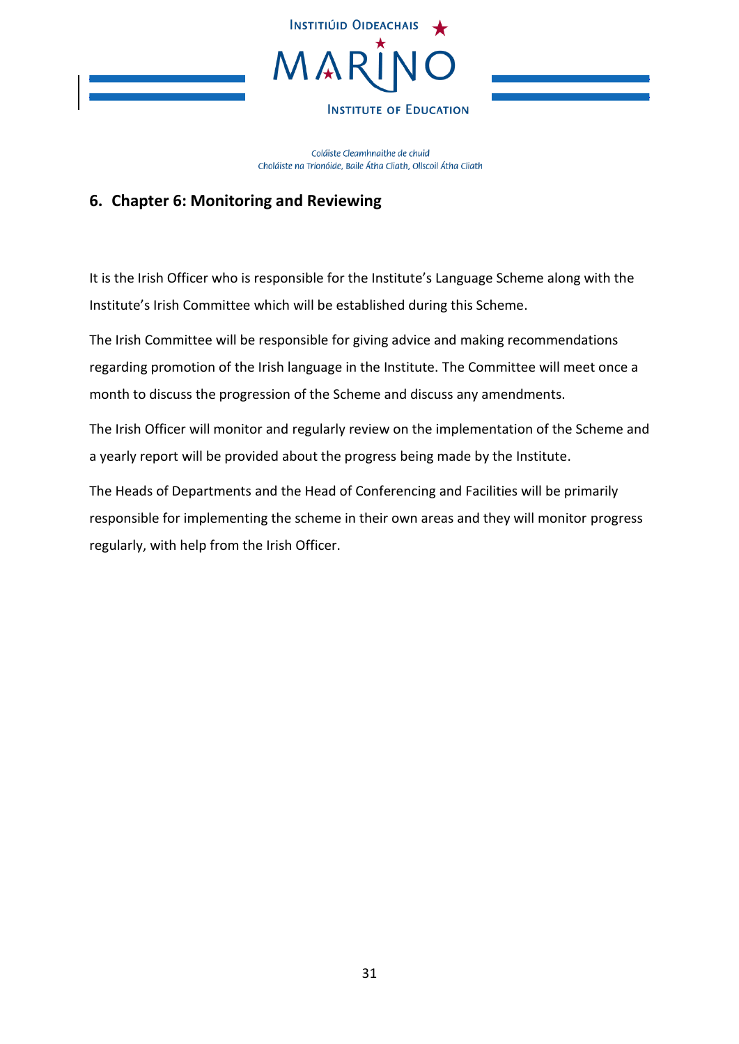## 6. Chapter 6: Monitoring and Reviewing

It is the Irish Officer who is responsible for the Institute's Language Scheme along with the Institute's Irish Committee which will be established during this Scheme.

The Irish Committee will be responsible for giving advice and making recommendations regarding promotion of the Irish language in the Institute. The Committee will meet once a month to discuss the progression of the Scheme and discuss any amendments.

The Irish Officer will monitor and regularly review on the implementation of the Scheme and a yearly report will be provided about the progress being made by the Institute.

The Heads of Departments and the Head of Conferencing and Facilities will be primarily responsible for implementing the scheme in their own areas and they will monitor progress regularly, with help from the Irish Officer.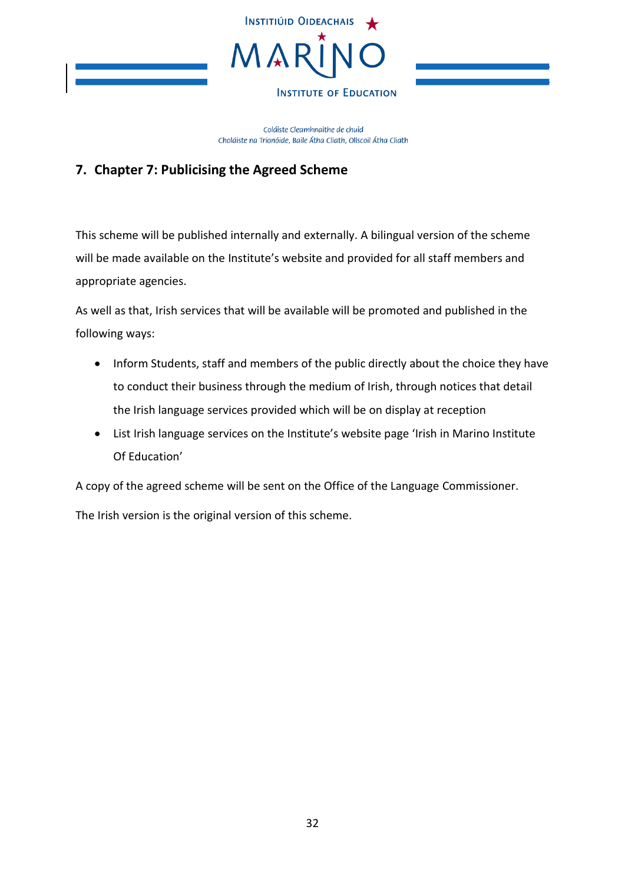## 7. Chapter 7: Publicising the Agreed Scheme

This scheme will be published internally and externally. A bilingual version of the scheme will be made available on the Institute's website and provided for all staff members and appropriate agencies.

As well as that, Irish services that will be available will be promoted and published in the following ways:

- Inform Students, staff and members of the public directly about the choice they have to conduct their business through the medium of Irish, through notices that detail the Irish language services provided which will be on display at reception
- List Irish language services on the Institute's website page 'Irish in Marino Institute Of Education'

A copy of the agreed scheme will be sent on the Office of the Language Commissioner.

The Irish version is the original version of this scheme.